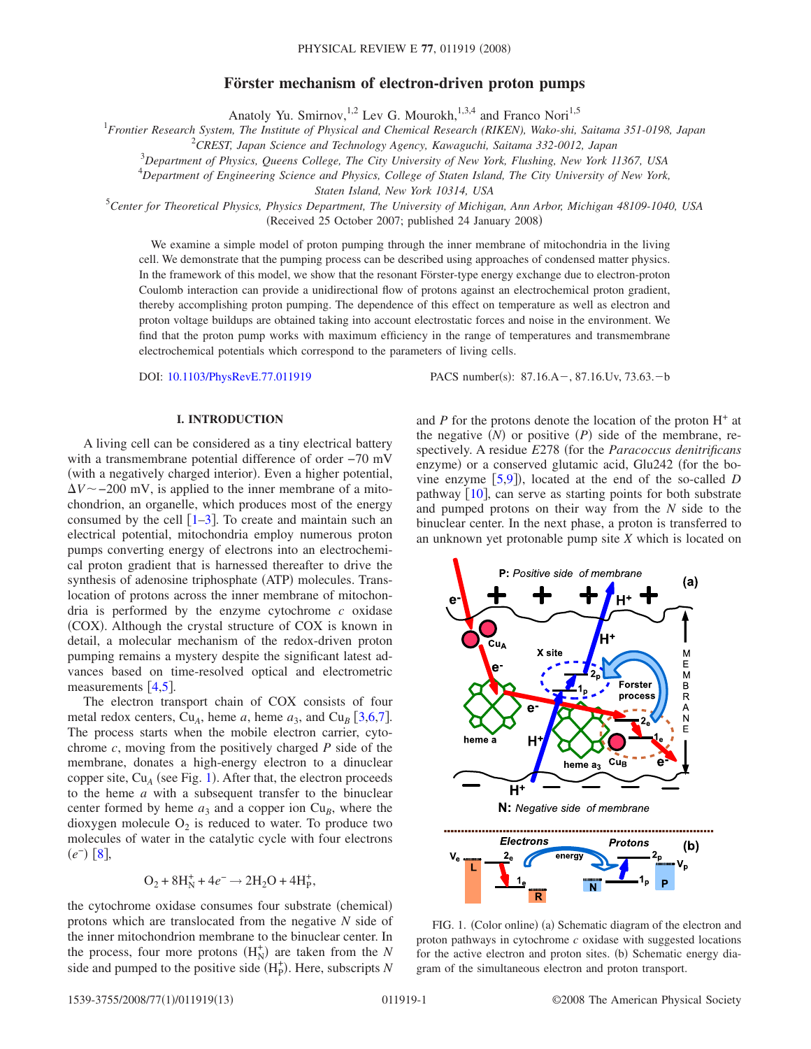# Förster mechanism of electron-driven proton pumps

Anatoly Yu. Smirnov,[1,2] Lev G. Mourokh,[1,3,4] and Franco Nori[1,5]

[1]*Frontier Research System, The Institute of Physical and Chemical Research (RIKEN), Wako-shi, Saitama 351-0198, Japan*
[2]*CREST, Japan Science and Technology Agency, Kawaguchi, Saitama 332-0012, Japan*
[3]*Department of Physics, Queens College, The City University of New York, Flushing, New York 11367, USA*
[4]*Department of Engineering Science and Physics, College of Staten Island, The City University of New York, Staten Island, New York 10314, USA*
[5]*Center for Theoretical Physics, Physics Department, The University of Michigan, Ann Arbor, Michigan 48109-1040, USA*

(Received 25 October 2007; published 24 January 2008)

We examine a simple model of proton pumping through the inner membrane of mitochondria in the living cell. We demonstrate that the pumping process can be described using approaches of condensed matter physics. In the framework of this model, we show that the resonant Förster-type energy exchange due to electron-proton Coulomb interaction can provide a unidirectional flow of protons against an electrochemical proton gradient, thereby accomplishing proton pumping. The dependence of this effect on temperature as well as electron and proton voltage buildups are obtained taking into account electrostatic forces and noise in the environment. We find that the proton pump works with maximum efficiency in the range of temperatures and transmembrane electrochemical potentials which correspond to the parameters of living cells.

DOI: 10.1103/PhysRevE.77.011919 PACS number(s): 87.16.A−, 87.16.Uv, 73.63.−b

## I. INTRODUCTION

A living cell can be considered as a tiny electrical battery with a transmembrane potential difference of order −70 mV (with a negatively charged interior). Even a higher potential, $\Delta V \sim -200$ mV, is applied to the inner membrane of a mitochondrion, an organelle, which produces most of the energy consumed by the cell [1–3]. To create and maintain such an electrical potential, mitochondria employ numerous proton pumps converting energy of electrons into an electrochemical proton gradient that is harnessed thereafter to drive the synthesis of adenosine triphosphate (ATP) molecules. Translocation of protons across the inner membrane of mitochondria is performed by the enzyme cytochrome *c* oxidase (COX). Although the crystal structure of COX is known in detail, a molecular mechanism of the redox-driven proton pumping remains a mystery despite the significant latest advances based on time-resolved optical and electrometric measurements [4,5].

The electron transport chain of COX consists of four metal redox centers, $Cu_A$, heme *a*, heme $a_3$, and $Cu_B$ [3,6,7]. The process starts when the mobile electron carrier, cytochrome *c*, moving from the positively charged *P* side of the membrane, donates a high-energy electron to a dinuclear copper site, $Cu_A$ (see Fig. 1). After that, the electron proceeds to the heme *a* with a subsequent transfer to the binuclear center formed by heme $a_3$ and a copper ion $Cu_B$, where the dioxygen molecule $O_2$ is reduced to water. To produce two molecules of water in the catalytic cycle with four electrons ($e^-$) [8],

$$O_2 + 8H_N^+ + 4e^- \rightarrow 2H_2O + 4H_P^+,$$

the cytochrome oxidase consumes four substrate (chemical) protons which are translocated from the negative *N* side of the inner mitochondrion membrane to the binuclear center. In the process, four more protons ($H_N^+$) are taken from the *N* side and pumped to the positive side ($H_P^+$). Here, subscripts *N* and *P* for the protons denote the location of the proton $H^+$ at the negative (*N*) or positive (*P*) side of the membrane, respectively. A residue *E*278 (for the *Paracoccus denitrificans* enzyme) or a conserved glutamic acid, Glu242 (for the bovine enzyme [5,9]), located at the end of the so-called *D* pathway [10], can serve as starting points for both substrate and pumped protons on their way from the *N* side to the binuclear center. In the next phase, a proton is transferred to an unknown yet protonable pump site *X* which is located on

FIG. 1. (Color online) (a) Schematic diagram of the electron and proton pathways in cytochrome *c* oxidase with suggested locations for the active electron and proton sites. (b) Schematic energy diagram of the simultaneous electron and proton transport.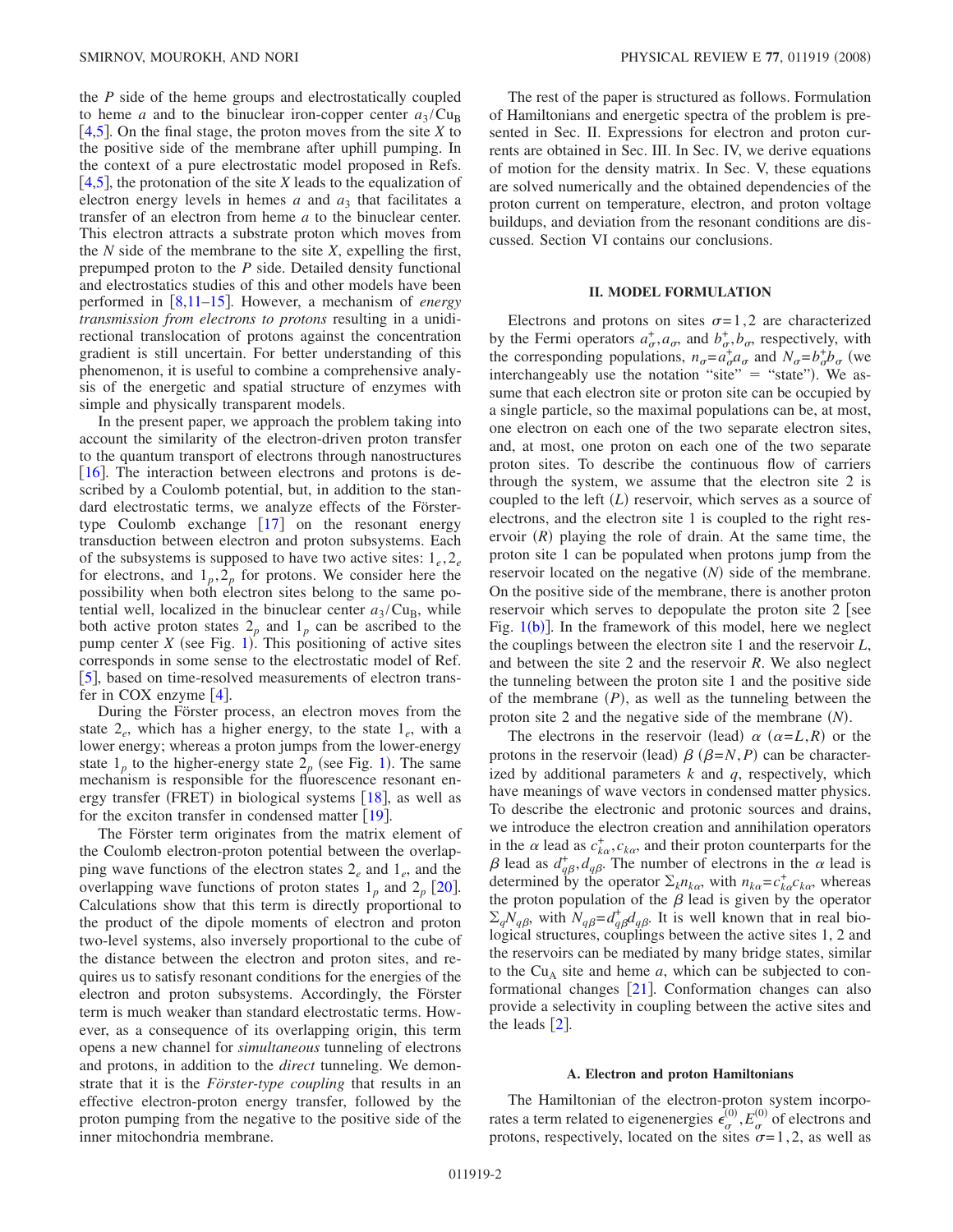the $P$ side of the heme groups and electrostatically coupled to heme $a$ and to the binuclear iron-copper center $a_3/\mathrm{Cu_B}$ [4,5]. On the final stage, the proton moves from the site $X$ to the positive side of the membrane after uphill pumping. In the context of a pure electrostatic model proposed in Refs. [4,5], the protonation of the site $X$ leads to the equalization of electron energy levels in hemes $a$ and $a_3$ that facilitates a transfer of an electron from heme $a$ to the binuclear center. This electron attracts a substrate proton which moves from the $N$ side of the membrane to the site $X$, expelling the first, prepumped proton to the $P$ side. Detailed density functional and electrostatics studies of this and other models have been performed in [8,11–15]. However, a mechanism of *energy transmission from electrons to protons* resulting in a unidirectional translocation of protons against the concentration gradient is still uncertain. For better understanding of this phenomenon, it is useful to combine a comprehensive analysis of the energetic and spatial structure of enzymes with simple and physically transparent models.

In the present paper, we approach the problem taking into account the similarity of the electron-driven proton transfer to the quantum transport of electrons through nanostructures [16]. The interaction between electrons and protons is described by a Coulomb potential, but, in addition to the standard electrostatic terms, we analyze effects of the Förster-type Coulomb exchange [17] on the resonant energy transduction between electron and proton subsystems. Each of the subsystems is supposed to have two active sites: $1_e, 2_e$ for electrons, and $1_p, 2_p$ for protons. We consider here the possibility when both electron sites belong to the same potential well, localized in the binuclear center $a_3/\mathrm{Cu_B}$, while both active proton states $2_p$ and $1_p$ can be ascribed to the pump center $X$ (see Fig. 1). This positioning of active sites corresponds in some sense to the electrostatic model of Ref. [5], based on time-resolved measurements of electron transfer in COX enzyme [4].

During the Förster process, an electron moves from the state $2_e$, which has a higher energy, to the state $1_e$, with a lower energy; whereas a proton jumps from the lower-energy state $1_p$ to the higher-energy state $2_p$ (see Fig. 1). The same mechanism is responsible for the fluorescence resonant energy transfer (FRET) in biological systems [18], as well as for the exciton transfer in condensed matter [19].

The Förster term originates from the matrix element of the Coulomb electron-proton potential between the overlapping wave functions of the electron states $2_e$ and $1_e$, and the overlapping wave functions of proton states $1_p$ and $2_p$ [20]. Calculations show that this term is directly proportional to the product of the dipole moments of electron and proton two-level systems, also inversely proportional to the cube of the distance between the electron and proton sites, and requires us to satisfy resonant conditions for the energies of the electron and proton subsystems. Accordingly, the Förster term is much weaker than standard electrostatic terms. However, as a consequence of its overlapping origin, this term opens a new channel for *simultaneous* tunneling of electrons and protons, in addition to the *direct* tunneling. We demonstrate that it is the *Förster-type coupling* that results in an effective electron-proton energy transfer, followed by the proton pumping from the negative to the positive side of the inner mitochondria membrane.

The rest of the paper is structured as follows. Formulation of Hamiltonians and energetic spectra of the problem is presented in Sec. II. Expressions for electron and proton currents are obtained in Sec. III. In Sec. IV, we derive equations of motion for the density matrix. In Sec. V, these equations are solved numerically and the obtained dependencies of the proton current on temperature, electron, and proton voltage buildups, and deviation from the resonant conditions are discussed. Section VI contains our conclusions.

## II. MODEL FORMULATION

Electrons and protons on sites $\sigma=1,2$ are characterized by the Fermi operators $a_\sigma^+, a_\sigma$, and $b_\sigma^+, b_\sigma$, respectively, with the corresponding populations, $n_\sigma = a_\sigma^+ a_\sigma$ and $N_\sigma = b_\sigma^+ b_\sigma$ (we interchangeably use the notation "site" = "state"). We assume that each electron site or proton site can be occupied by a single particle, so the maximal populations can be, at most, one electron on each one of the two separate electron sites, and, at most, one proton on each one of the two separate proton sites. To describe the continuous flow of carriers through the system, we assume that the electron site 2 is coupled to the left ($L$) reservoir, which serves as a source of electrons, and the electron site 1 is coupled to the right reservoir ($R$) playing the role of drain. At the same time, the proton site 1 can be populated when protons jump from the reservoir located on the negative ($N$) side of the membrane. On the positive side of the membrane, there is another proton reservoir which serves to depopulate the proton site 2 [see Fig. 1(b)]. In the framework of this model, here we neglect the couplings between the electron site 1 and the reservoir $L$, and between the site 2 and the reservoir $R$. We also neglect the tunneling between the proton site 1 and the positive side of the membrane ($P$), as well as the tunneling between the proton site 2 and the negative side of the membrane ($N$).

The electrons in the reservoir (lead) $\alpha$ ($\alpha=L,R$) or the protons in the reservoir (lead) $\beta$ ($\beta=N,P$) can be characterized by additional parameters $k$ and $q$, respectively, which have meanings of wave vectors in condensed matter physics. To describe the electronic and protonic sources and drains, we introduce the electron creation and annihilation operators in the $\alpha$ lead as $c_{k\alpha}^+, c_{k\alpha}$, and their proton counterparts for the $\beta$ lead as $d_{q\beta}^+, d_{q\beta}$. The number of electrons in the $\alpha$ lead is determined by the operator $\Sigma_k n_{k\alpha}$, with $n_{k\alpha} = c_{k\alpha}^+ c_{k\alpha}$, whereas the proton population of the $\beta$ lead is given by the operator $\Sigma_q N_{q\beta}$, with $N_{q\beta} = d_{q\beta}^+ d_{q\beta}$. It is well known that in real biological structures, couplings between the active sites 1, 2 and the reservoirs can be mediated by many bridge states, similar to the $\mathrm{Cu_A}$ site and heme $a$, which can be subjected to conformational changes [21]. Conformation changes can also provide a selectivity in coupling between the active sites and the leads [2].

### A. Electron and proton Hamiltonians

The Hamiltonian of the electron-proton system incorporates a term related to eigenenergies $\epsilon_\sigma^{(0)}, E_\sigma^{(0)}$ of electrons and protons, respectively, located on the sites $\sigma=1,2$, as well as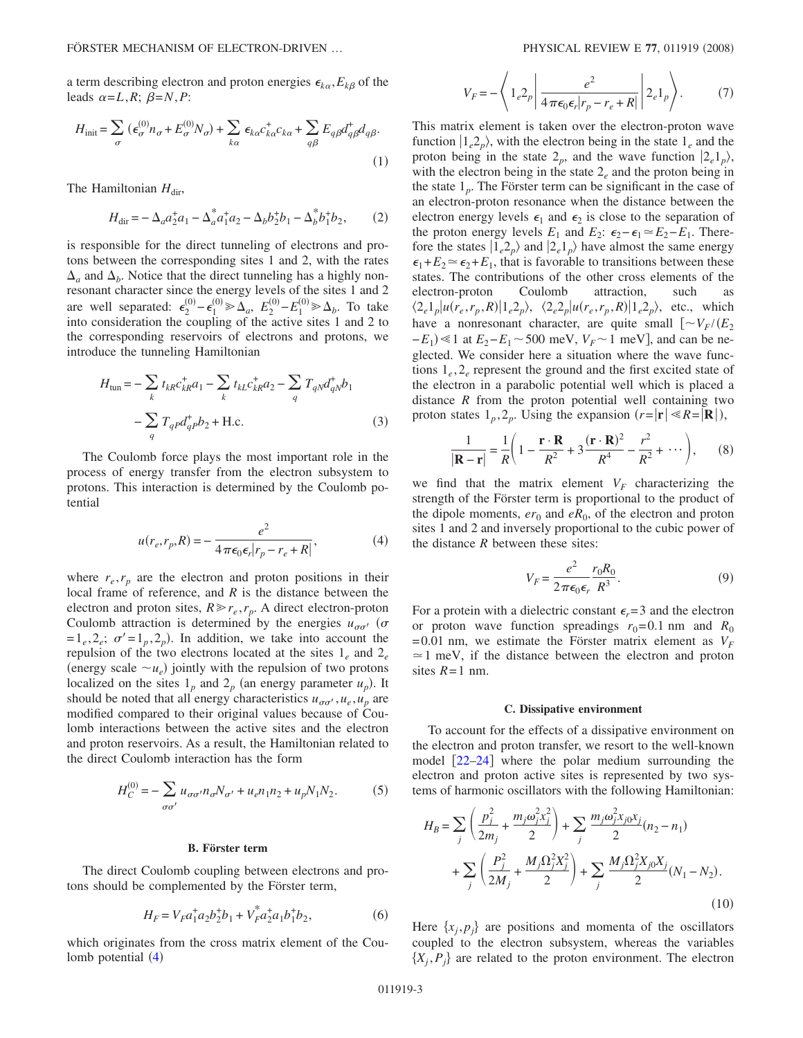a term describing electron and proton energies $\epsilon_{k\alpha}, E_{k\beta}$ of the leads $\alpha=L,R$; $\beta=N,P$:

$$H_{\text{init}} = \sum_{\sigma} (\epsilon_{\sigma}^{(0)} n_{\sigma} + E_{\sigma}^{(0)} N_{\sigma}) + \sum_{k\alpha} \epsilon_{k\alpha} c_{k\alpha}^{+} c_{k\alpha} + \sum_{q\beta} E_{q\beta} d_{q\beta}^{+} d_{q\beta}. \tag{1}$$

The Hamiltonian $H_{\text{dir}}$,

$$H_{\text{dir}} = -\Delta_a a_2^+ a_1 - \Delta_a^* a_1^+ a_2 - \Delta_b b_2^+ b_1 - \Delta_b^* b_1^+ b_2, \tag{2}$$

is responsible for the direct tunneling of electrons and protons between the corresponding sites 1 and 2, with the rates $\Delta_a$ and $\Delta_b$. Notice that the direct tunneling has a highly nonresonant character since the energy levels of the sites 1 and 2 are well separated: $\epsilon_2^{(0)} - \epsilon_1^{(0)} \gg \Delta_a$, $E_2^{(0)} - E_1^{(0)} \gg \Delta_b$. To take into consideration the coupling of the active sites 1 and 2 to the corresponding reservoirs of electrons and protons, we introduce the tunneling Hamiltonian

$$H_{\text{tun}} = -\sum_k t_{kR} c_{kR}^+ a_1 - \sum_k t_{kL} c_{kR}^+ a_2 - \sum_q T_{qN} d_{qN}^+ b_1 - \sum_q T_{qP} d_{qP}^+ b_2 + \text{H.c.} \tag{3}$$

The Coulomb force plays the most important role in the process of energy transfer from the electron subsystem to protons. This interaction is determined by the Coulomb potential

$$u(r_e, r_p, R) = -\frac{e^2}{4\pi\epsilon_0\epsilon_r |r_p - r_e + R|}, \tag{4}$$

where $r_e, r_p$ are the electron and proton positions in their local frame of reference, and $R$ is the distance between the electron and proton sites, $R \gg r_e, r_p$. A direct electron-proton Coulomb attraction is determined by the energies $u_{\sigma\sigma'}$ ($\sigma = 1_e, 2_e$; $\sigma' = 1_p, 2_p$). In addition, we take into account the repulsion of the two electrons located at the sites $1_e$ and $2_e$ (energy scale $\sim u_e$) jointly with the repulsion of two protons localized on the sites $1_p$ and $2_p$ (an energy parameter $u_p$). It should be noted that all energy characteristics $u_{\sigma\sigma'}, u_e, u_p$ are modified compared to their original values because of Coulomb interactions between the active sites and the electron and proton reservoirs. As a result, the Hamiltonian related to the direct Coulomb interaction has the form

$$H_C^{(0)} = -\sum_{\sigma\sigma'} u_{\sigma\sigma'} n_{\sigma} N_{\sigma'} + u_e n_1 n_2 + u_p N_1 N_2. \tag{5}$$

### B. Förster term

The direct Coulomb coupling between electrons and protons should be complemented by the Förster term,

$$H_F = V_F a_1^+ a_2 b_2^+ b_1 + V_F^* a_2^+ a_1 b_1^+ b_2, \tag{6}$$

which originates from the cross matrix element of the Coulomb potential (4)

$$V_F = -\left\langle 1_e 2_p \left| \frac{e^2}{4\pi\epsilon_0\epsilon_r |r_p - r_e + R|} \right| 2_e 1_p \right\rangle. \tag{7}$$

This matrix element is taken over the electron-proton wave function $|1_e 2_p\rangle$, with the electron being in the state $1_e$ and the proton being in the state $2_p$, and the wave function $|2_e 1_p\rangle$, with the electron being in the state $2_e$ and the proton being in the state $1_p$. The Förster term can be significant in the case of an electron-proton resonance when the distance between the electron energy levels $\epsilon_1$ and $\epsilon_2$ is close to the separation of the proton energy levels $E_1$ and $E_2$: $\epsilon_2 - \epsilon_1 \simeq E_2 - E_1$. Therefore the states $|1_e 2_p\rangle$ and $|2_e 1_p\rangle$ have almost the same energy $\epsilon_1 + E_2 \simeq \epsilon_2 + E_1$, that is favorable to transitions between these states. The contributions of the other cross elements of the electron-proton Coulomb attraction, such as $\langle 2_e 1_p | u(r_e, r_p, R) | 1_e 2_p \rangle$, $\langle 2_e 2_p | u(r_e, r_p, R) | 1_e 2_p \rangle$, etc., which have a nonresonant character, are quite small $[\sim V_F/(E_2 - E_1) \ll 1$ at $E_2 - E_1 \sim 500$ meV, $V_F \sim 1$ meV$]$, and can be neglected. We consider here a situation where the wave functions $1_e, 2_e$ represent the ground and the first excited state of the electron in a parabolic potential well which is placed a distance $R$ from the proton potential well containing two proton states $1_p, 2_p$. Using the expansion ($r = |\mathbf{r}| \ll R = |\mathbf{R}|$),

$$\frac{1}{|\mathbf{R} - \mathbf{r}|} = \frac{1}{R}\left(1 - \frac{\mathbf{r}\cdot\mathbf{R}}{R^2} + 3\frac{(\mathbf{r}\cdot\mathbf{R})^2}{R^4} - \frac{r^2}{R^2} + \cdots\right), \tag{8}$$

we find that the matrix element $V_F$ characterizing the strength of the Förster term is proportional to the product of the dipole moments, $er_0$ and $eR_0$, of the electron and proton sites 1 and 2 and inversely proportional to the cubic power of the distance $R$ between these sites:

$$V_F = \frac{e^2}{2\pi\epsilon_0\epsilon_r} \frac{r_0 R_0}{R^3}. \tag{9}$$

For a protein with a dielectric constant $\epsilon_r = 3$ and the electron or proton wave function spreadings $r_0 = 0.1$ nm and $R_0 = 0.01$ nm, we estimate the Förster matrix element as $V_F \simeq 1$ meV, if the distance between the electron and proton sites $R = 1$ nm.

### C. Dissipative environment

To account for the effects of a dissipative environment on the electron and proton transfer, we resort to the well-known model [22–24] where the polar medium surrounding the electron and proton active sites is represented by two systems of harmonic oscillators with the following Hamiltonian:

$$H_B = \sum_j \left(\frac{p_j^2}{2m_j} + \frac{m_j\omega_j^2 x_j^2}{2}\right) + \sum_j \frac{m_j\omega_j^2 x_{j0} x_j}{2}(n_2 - n_1) + \sum_j \left(\frac{P_j^2}{2M_j} + \frac{M_j\Omega_j^2 X_j^2}{2}\right) + \sum_j \frac{M_j\Omega_j^2 X_{j0} X_j}{2}(N_1 - N_2). \tag{10}$$

Here $\{x_j, p_j\}$ are positions and momenta of the oscillators coupled to the electron subsystem, whereas the variables $\{X_j, P_j\}$ are related to the proton environment. The electron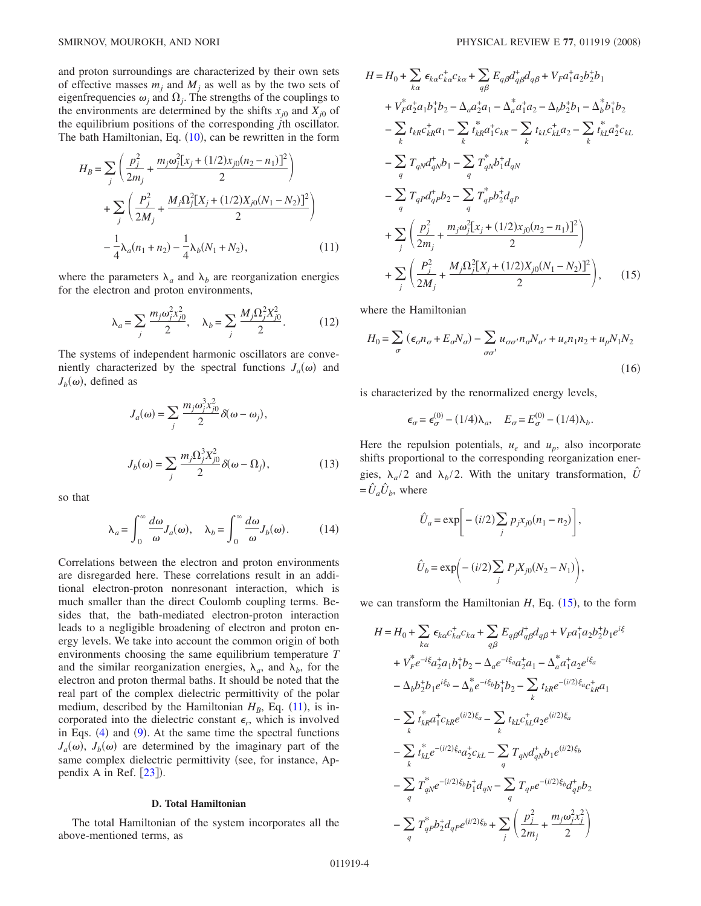and proton surroundings are characterized by their own sets of effective masses $m_j$ and $M_j$ as well as by the two sets of eigenfrequencies $\omega_j$ and $\Omega_j$. The strengths of the couplings to the environments are determined by the shifts $x_{j0}$ and $X_{j0}$ of the equilibrium positions of the corresponding $j$th oscillator. The bath Hamiltonian, Eq. (10), can be rewritten in the form

$$H_B = \sum_j \left( \frac{p_j^2}{2m_j} + \frac{m_j\omega_j^2[x_j + (1/2)x_{j0}(n_2 - n_1)]^2}{2} \right) + \sum_j \left( \frac{P_j^2}{2M_j} + \frac{M_j\Omega_j^2[X_j + (1/2)X_{j0}(N_1 - N_2)]^2}{2} \right) - \frac{1}{4}\lambda_a(n_1 + n_2) - \frac{1}{4}\lambda_b(N_1 + N_2), \tag{11}$$

where the parameters $\lambda_a$ and $\lambda_b$ are reorganization energies for the electron and proton environments,

$$\lambda_a = \sum_j \frac{m_j\omega_j^2 x_{j0}^2}{2}, \quad \lambda_b = \sum_j \frac{M_j\Omega_j^2 X_{j0}^2}{2}. \tag{12}$$

The systems of independent harmonic oscillators are conveniently characterized by the spectral functions $J_a(\omega)$ and $J_b(\omega)$, defined as

$$J_a(\omega) = \sum_j \frac{m_j\omega_j^3 x_{j0}^2}{2}\delta(\omega - \omega_j),$$

$$J_b(\omega) = \sum_j \frac{m_j\Omega_j^3 X_{j0}^2}{2}\delta(\omega - \Omega_j), \tag{13}$$

so that

$$\lambda_a = \int_0^\infty \frac{d\omega}{\omega}J_a(\omega), \quad \lambda_b = \int_0^\infty \frac{d\omega}{\omega}J_b(\omega). \tag{14}$$

Correlations between the electron and proton environments are disregarded here. These correlations result in an additional electron-proton nonresonant interaction, which is much smaller than the direct Coulomb coupling terms. Besides that, the bath-mediated electron-proton interaction leads to a negligible broadening of electron and proton energy levels. We take into account the common origin of both environments choosing the same equilibrium temperature $T$ and the similar reorganization energies, $\lambda_a$, and $\lambda_b$, for the electron and proton thermal baths. It should be noted that the real part of the complex dielectric permittivity of the polar medium, described by the Hamiltonian $H_B$, Eq. (11), is incorporated into the dielectric constant $\epsilon_r$, which is involved in Eqs. (4) and (9). At the same time the spectral functions $J_a(\omega)$, $J_b(\omega)$ are determined by the imaginary part of the same complex dielectric permittivity (see, for instance, Appendix A in Ref. [23]).

### D. Total Hamiltonian

The total Hamiltonian of the system incorporates all the above-mentioned terms, as

$$\begin{aligned} H = {} & H_0 + \sum_{k\alpha} \epsilon_{k\alpha} c_{k\alpha}^+ c_{k\alpha} + \sum_{q\beta} E_{q\beta} d_{q\beta}^+ d_{q\beta} + V_F a_1^+ a_2 b_2^+ b_1 \\ & + V_F^* a_2^+ a_1 b_1^+ b_2 - \Delta_a a_2^+ a_1 - \Delta_a^* a_1^+ a_2 - \Delta_b b_2^+ b_1 - \Delta_b^* b_1^+ b_2 \\ & - \sum_k t_{kR} c_{kR}^+ a_1 - \sum_k t_{kR}^* a_1^+ c_{kR} - \sum_k t_{kL} c_{kL}^+ a_2 - \sum_k t_{kL}^* a_2^+ c_{kL} \\ & - \sum_q T_{qN} d_{qN}^+ b_1 - \sum_q T_{qN}^* b_1^+ d_{qN} \\ & - \sum_q T_{qP} d_{qP}^+ b_2 - \sum_q T_{qP}^* b_2^+ d_{qP} \\ & + \sum_j \left( \frac{p_j^2}{2m_j} + \frac{m_j\omega_j^2[x_j + (1/2)x_{j0}(n_2 - n_1)]^2}{2} \right) \\ & + \sum_j \left( \frac{P_j^2}{2M_j} + \frac{M_j\Omega_j^2[X_j + (1/2)X_{j0}(N_1 - N_2)]^2}{2} \right), \end{aligned} \tag{15}$$

where the Hamiltonian

$$H_0 = \sum_\sigma (\epsilon_\sigma n_\sigma + E_\sigma N_\sigma) - \sum_{\sigma\sigma'} u_{\sigma\sigma'} n_\sigma N_{\sigma'} + u_e n_1 n_2 + u_p N_1 N_2 \tag{16}$$

is characterized by the renormalized energy levels,

$$\epsilon_\sigma = \epsilon_\sigma^{(0)} - (1/4)\lambda_a, \quad E_\sigma = E_\sigma^{(0)} - (1/4)\lambda_b.$$

Here the repulsion potentials, $u_e$ and $u_p$, also incorporate shifts proportional to the corresponding reorganization energies, $\lambda_a/2$ and $\lambda_b/2$. With the unitary transformation, $\hat{U} = \hat{U}_a\hat{U}_b$, where

$$\hat{U}_a = \exp\left[ -(i/2)\sum_j p_j x_{j0}(n_1 - n_2) \right],$$

$$\hat{U}_b = \exp\left( -(i/2)\sum_j P_j X_{j0}(N_2 - N_1) \right),$$

we can transform the Hamiltonian $H$, Eq. (15), to the form

$$\begin{aligned} H = {} & H_0 + \sum_{k\alpha} \epsilon_{k\alpha} c_{k\alpha}^+ c_{k\alpha} + \sum_{q\beta} E_{q\beta} d_{q\beta}^+ d_{q\beta} + V_F a_1^+ a_2 b_2^+ b_1 e^{i\xi} \\ & + V_F^* e^{-i\xi} a_2^+ a_1 b_1^+ b_2 - \Delta_a e^{-i\xi_a} a_2^+ a_1 - \Delta_a^* a_1^+ a_2 e^{i\xi_a} \\ & - \Delta_b b_2^+ b_1 e^{i\xi_b} - \Delta_b^* e^{-i\xi_b} b_1^+ b_2 - \sum_k t_{kR} e^{-(i/2)\xi_a} c_{kR}^+ a_1 \\ & - \sum_k t_{kR}^* a_1^+ c_{kR} e^{(i/2)\xi_a} - \sum_k t_{kL} c_{kL}^+ a_2 e^{(i/2)\xi_a} \\ & - \sum_k t_{kL}^* e^{-(i/2)\xi_a} a_2^+ c_{kL} - \sum_q T_{qN} d_{qN}^+ b_1 e^{(i/2)\xi_b} \\ & - \sum_q T_{qN}^* e^{-(i/2)\xi_b} b_1^+ d_{qN} - \sum_q T_{qP} e^{-(i/2)\xi_b} d_{qP}^+ b_2 \\ & - \sum_q T_{qP}^* b_2^+ d_{qP} e^{(i/2)\xi_b} + \sum_j \left( \frac{p_j^2}{2m_j} + \frac{m_j\omega_j^2 x_j^2}{2} \right) \end{aligned}$$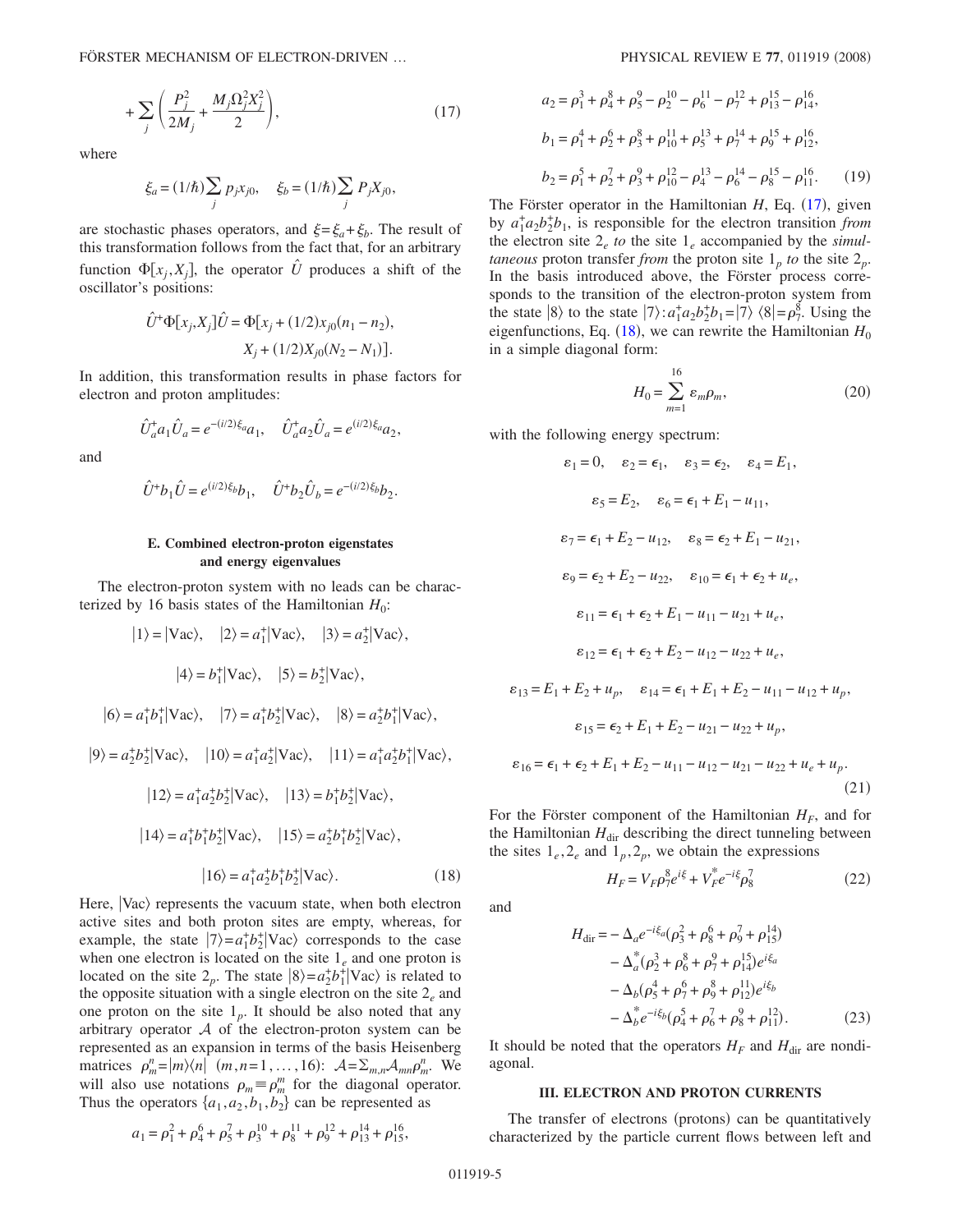$$
+ \sum_j \left( \frac{P_j^2}{2M_j} + \frac{M_j \Omega_j^2 X_j^2}{2} \right), \tag{17}
$$

where

$$
\xi_a = (1/\hbar) \sum_j p_j x_{j0}, \quad \xi_b = (1/\hbar) \sum_j P_j X_{j0},
$$

are stochastic phases operators, and $\xi = \xi_a + \xi_b$. The result of this transformation follows from the fact that, for an arbitrary function $\Phi[x_j, X_j]$, the operator $\hat{U}$ produces a shift of the oscillator's positions:

$$
\hat{U}^+ \Phi[x_j, X_j] \hat{U} = \Phi[x_j + (1/2) x_{j0}(n_1 - n_2), \; X_j + (1/2) X_{j0}(N_2 - N_1)].
$$

In addition, this transformation results in phase factors for electron and proton amplitudes:

$$
\hat{U}_a^+ a_1 \hat{U}_a = e^{-(i/2)\xi_a} a_1, \quad \hat{U}_a^+ a_2 \hat{U}_a = e^{(i/2)\xi_a} a_2,
$$

and

$$
\hat{U}^+ b_1 \hat{U} = e^{(i/2)\xi_b} b_1, \quad \hat{U}^+ b_2 \hat{U}_b = e^{-(i/2)\xi_b} b_2.
$$

### E. Combined electron-proton eigenstates and energy eigenvalues

The electron-proton system with no leads can be characterized by 16 basis states of the Hamiltonian $H_0$:

$$
|1\rangle = |\text{Vac}\rangle, \quad |2\rangle = a_1^+ |\text{Vac}\rangle, \quad |3\rangle = a_2^+ |\text{Vac}\rangle,
$$

$$
|4\rangle = b_1^+ |\text{Vac}\rangle, \quad |5\rangle = b_2^+ |\text{Vac}\rangle,
$$

$$
|6\rangle = a_1^+ b_1^+ |\text{Vac}\rangle, \quad |7\rangle = a_1^+ b_2^+ |\text{Vac}\rangle, \quad |8\rangle = a_2^+ b_1^+ |\text{Vac}\rangle,
$$

$$
|9\rangle = a_2^+ b_2^+ |\text{Vac}\rangle, \quad |10\rangle = a_1^+ a_2^+ |\text{Vac}\rangle, \quad |11\rangle = a_1^+ a_2^+ b_1^+ |\text{Vac}\rangle,
$$

$$
|12\rangle = a_1^+ a_2^+ b_2^+ |\text{Vac}\rangle, \quad |13\rangle = b_1^+ b_2^+ |\text{Vac}\rangle,
$$

$$
|14\rangle = a_1^+ b_1^+ b_2^+ |\text{Vac}\rangle, \quad |15\rangle = a_2^+ b_1^+ b_2^+ |\text{Vac}\rangle,
$$

$$
|16\rangle = a_1^+ a_2^+ b_1^+ b_2^+ |\text{Vac}\rangle. \tag{18}
$$

Here, $|\text{Vac}\rangle$ represents the vacuum state, when both electron active sites and both proton sites are empty, whereas, for example, the state $|7\rangle = a_1^+ b_2^+ |\text{Vac}\rangle$ corresponds to the case when one electron is located on the site $1_e$ and one proton is located on the site $2_p$. The state $|8\rangle = a_2^+ b_1^+ |\text{Vac}\rangle$ is related to the opposite situation with a single electron on the site $2_e$ and one proton on the site $1_p$. It should be also noted that any arbitrary operator $\mathcal{A}$ of the electron-proton system can be represented as an expansion in terms of the basis Heisenberg matrices $\rho_m^n = |m\rangle\langle n|$ $(m,n = 1, \ldots, 16)$: $\mathcal{A} = \sum_{m,n} \mathcal{A}_{mn} \rho_m^n$. We will also use notations $\rho_m \equiv \rho_m^m$ for the diagonal operator. Thus the operators $\{a_1, a_2, b_1, b_2\}$ can be represented as

$$
a_1 = \rho_1^2 + \rho_4^6 + \rho_5^7 + \rho_3^{10} + \rho_8^{11} + \rho_9^{12} + \rho_{13}^{14} + \rho_{15}^{16},
$$

$$
a_2 = \rho_1^3 + \rho_4^8 + \rho_5^9 - \rho_2^{10} - \rho_6^{11} - \rho_7^{12} + \rho_{13}^{15} - \rho_{14}^{16},
$$

$$
b_1 = \rho_1^4 + \rho_2^6 + \rho_3^8 + \rho_{10}^{11} + \rho_5^{13} + \rho_7^{14} + \rho_9^{15} + \rho_{12}^{16},
$$

$$
b_2 = \rho_1^5 + \rho_2^7 + \rho_3^9 + \rho_{10}^{12} - \rho_4^{13} - \rho_6^{14} - \rho_8^{15} - \rho_{11}^{16}. \tag{19}
$$

The Förster operator in the Hamiltonian $H$, Eq. (17), given by $a_1^+ a_2 b_2^+ b_1$, is responsible for the electron transition *from* the electron site $2_e$ *to* the site $1_e$ accompanied by the *simultaneous* proton transfer *from* the proton site $1_p$ *to* the site $2_p$. In the basis introduced above, the Förster process corresponds to the transition of the electron-proton system from the state $|8\rangle$ to the state $|7\rangle : a_1^+ a_2 b_2^+ b_1 = |7\rangle\langle 8| = \rho_7^8$. Using the eigenfunctions, Eq. (18), we can rewrite the Hamiltonian $H_0$ in a simple diagonal form:

$$
H_0 = \sum_{m=1}^{16} \varepsilon_m \rho_m, \tag{20}
$$

with the following energy spectrum:

$$
\varepsilon_1 = 0, \quad \varepsilon_2 = \epsilon_1, \quad \varepsilon_3 = \epsilon_2, \quad \varepsilon_4 = E_1,
$$

$$
\varepsilon_5 = E_2, \quad \varepsilon_6 = \epsilon_1 + E_1 - u_{11},
$$

$$
\varepsilon_7 = \epsilon_1 + E_2 - u_{12}, \quad \varepsilon_8 = \epsilon_2 + E_1 - u_{21},
$$

$$
\varepsilon_9 = \epsilon_2 + E_2 - u_{22}, \quad \varepsilon_{10} = \epsilon_1 + \epsilon_2 + u_e,
$$

$$
\varepsilon_{11} = \epsilon_1 + \epsilon_2 + E_1 - u_{11} - u_{21} + u_e,
$$

$$
\varepsilon_{12} = \epsilon_1 + \epsilon_2 + E_2 - u_{12} - u_{22} + u_e,
$$

$$
\varepsilon_{13} = E_1 + E_2 + u_p, \quad \varepsilon_{14} = \epsilon_1 + E_1 + E_2 - u_{11} - u_{12} + u_p,
$$

$$
\varepsilon_{15} = \epsilon_2 + E_1 + E_2 - u_{21} - u_{22} + u_p,
$$

$$
\varepsilon_{16} = \epsilon_1 + \epsilon_2 + E_1 + E_2 - u_{11} - u_{12} - u_{21} - u_{22} + u_e + u_p. \tag{21}
$$

For the Förster component of the Hamiltonian $H_F$, and for the Hamiltonian $H_{\text{dir}}$ describing the direct tunneling between the sites $1_e, 2_e$ and $1_p, 2_p$, we obtain the expressions

$$
H_F = V_F \rho_7^8 e^{i\xi} + V_F^* e^{-i\xi} \rho_8^7 \tag{22}
$$

and

$$
\begin{aligned}
H_{\text{dir}} = & - \Delta_a e^{-i\xi_a} (\rho_3^2 + \rho_8^6 + \rho_9^7 + \rho_{15}^{14}) \\
& - \Delta_a^* (\rho_2^3 + \rho_6^8 + \rho_7^9 + \rho_{14}^{15}) e^{i\xi_a} \\
& - \Delta_b (\rho_5^4 + \rho_7^6 + \rho_9^8 + \rho_{12}^{11}) e^{i\xi_b} \\
& - \Delta_b^* e^{-i\xi_b} (\rho_4^5 + \rho_6^7 + \rho_8^9 + \rho_{11}^{12}).
\end{aligned} \tag{23}
$$

It should be noted that the operators $H_F$ and $H_{\text{dir}}$ are nondiagonal.

## III. ELECTRON AND PROTON CURRENTS

The transfer of electrons (protons) can be quantitatively characterized by the particle current flows between left and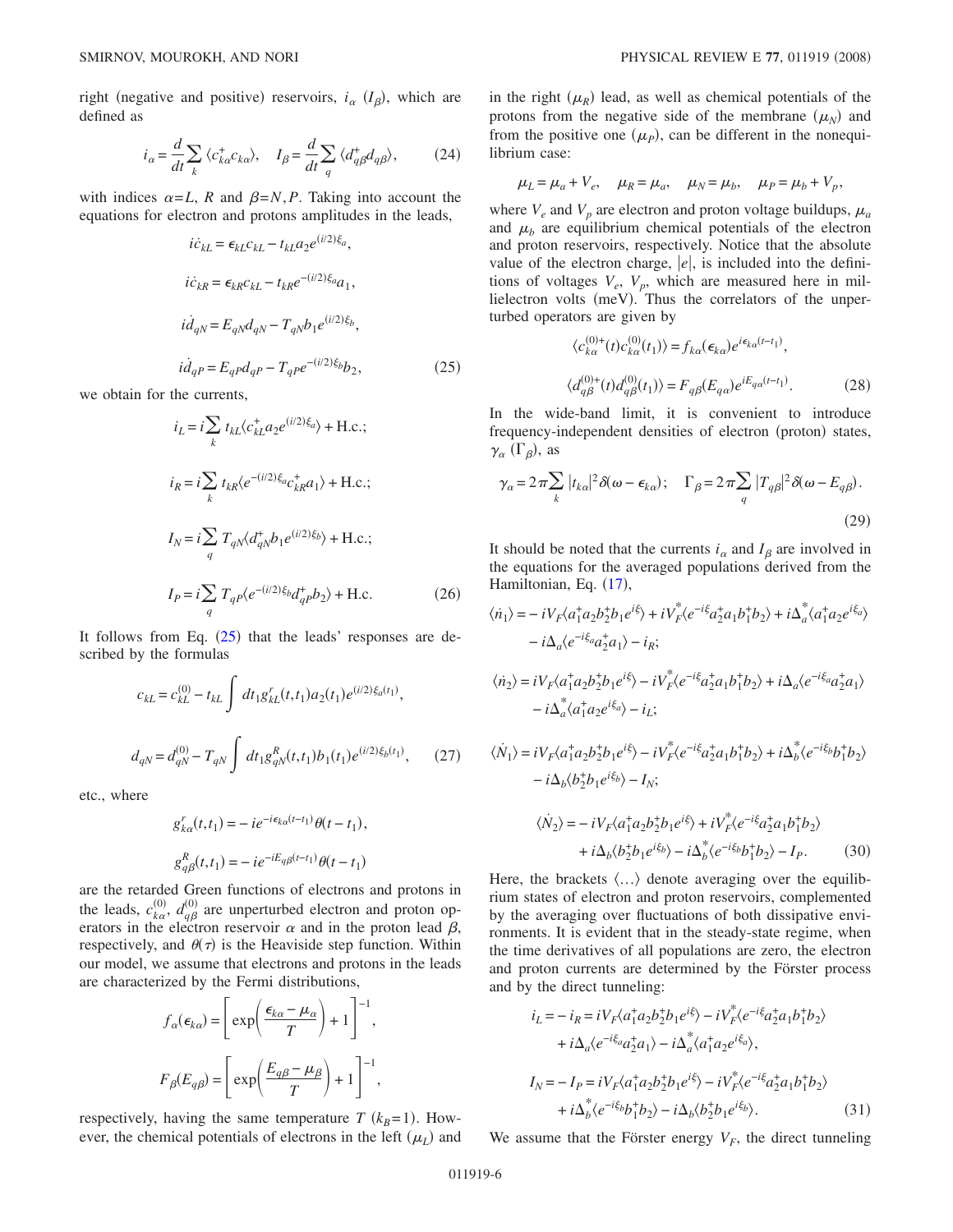right (negative and positive) reservoirs, $i_\alpha$ ($I_\beta$), which are defined as

$$i_\alpha = \frac{d}{dt}\sum_k \langle c_{k\alpha}^+ c_{k\alpha}\rangle, \quad I_\beta = \frac{d}{dt}\sum_q \langle d_{q\beta}^+ d_{q\beta}\rangle, \tag{24}$$

with indices $\alpha = L$, $R$ and $\beta = N, P$. Taking into account the equations for electron and protons amplitudes in the leads,

$$\begin{aligned}
i\dot{c}_{kL} &= \epsilon_{kL}c_{kL} - t_{kL}a_2 e^{(i/2)\xi_a},\\
i\dot{c}_{kR} &= \epsilon_{kR}c_{kL} - t_{kR}e^{-(i/2)\xi_a}a_1,\\
i\dot{d}_{qN} &= E_{qN}d_{qN} - T_{qN}b_1 e^{(i/2)\xi_b},\\
i\dot{d}_{qP} &= E_{qP}d_{qP} - T_{qP}e^{-(i/2)\xi_b}b_2,
\end{aligned} \tag{25}$$

we obtain for the currents,

$$\begin{aligned}
i_L &= i\sum_k t_{kL}\langle c_{kL}^+ a_2 e^{(i/2)\xi_a}\rangle + \text{H.c.};\\
i_R &= i\sum_k t_{kR}\langle e^{-(i/2)\xi_a}c_{kR}^+ a_1\rangle + \text{H.c.};\\
I_N &= i\sum_q T_{qN}\langle d_{qN}^+ b_1 e^{(i/2)\xi_b}\rangle + \text{H.c.};\\
I_P &= i\sum_q T_{qP}\langle e^{-(i/2)\xi_b}d_{qP}^+ b_2\rangle + \text{H.c.}
\end{aligned} \tag{26}$$

It follows from Eq. (25) that the leads' responses are described by the formulas

$$\begin{aligned}
c_{kL} &= c_{kL}^{(0)} - t_{kL}\int dt_1 g_{kL}^r(t,t_1)a_2(t_1)e^{(i/2)\xi_a(t_1)},\\
d_{qN} &= d_{qN}^{(0)} - T_{qN}\int dt_1 g_{qN}^R(t,t_1)b_1(t_1)e^{(i/2)\xi_b(t_1)},
\end{aligned} \tag{27}$$

etc., where

$$\begin{aligned}
g_{k\alpha}^r(t,t_1) &= -ie^{-i\epsilon_{k\alpha}(t-t_1)}\theta(t-t_1),\\
g_{q\beta}^R(t,t_1) &= -ie^{-iE_{q\beta}(t-t_1)}\theta(t-t_1)
\end{aligned}$$

are the retarded Green functions of electrons and protons in the leads, $c_{k\alpha}^{(0)}$, $d_{q\beta}^{(0)}$ are unperturbed electron and proton operators in the electron reservoir $\alpha$ and in the proton lead $\beta$, respectively, and $\theta(\tau)$ is the Heaviside step function. Within our model, we assume that electrons and protons in the leads are characterized by the Fermi distributions,

$$\begin{aligned}
f_\alpha(\epsilon_{k\alpha}) &= \left[\exp\left(\frac{\epsilon_{k\alpha}-\mu_\alpha}{T}\right)+1\right]^{-1},\\
F_\beta(E_{q\beta}) &= \left[\exp\left(\frac{E_{q\beta}-\mu_\beta}{T}\right)+1\right]^{-1},
\end{aligned}$$

respectively, having the same temperature $T$ ($k_B=1$). However, the chemical potentials of electrons in the left ($\mu_L$) and in the right ($\mu_R$) lead, as well as chemical potentials of the protons from the negative side of the membrane ($\mu_N$) and from the positive one ($\mu_P$), can be different in the nonequilibrium case:

$$\mu_L = \mu_a + V_e, \quad \mu_R = \mu_a, \quad \mu_N = \mu_b, \quad \mu_P = \mu_b + V_p,$$

where $V_e$ and $V_p$ are electron and proton voltage buildups, $\mu_a$ and $\mu_b$ are equilibrium chemical potentials of the electron and proton reservoirs, respectively. Notice that the absolute value of the electron charge, $|e|$, is included into the definitions of voltages $V_e$, $V_p$, which are measured here in millielectron volts (meV). Thus the correlators of the unperturbed operators are given by

$$\begin{aligned}
\langle c_{k\alpha}^{(0)+}(t)c_{k\alpha}^{(0)}(t_1)\rangle &= f_{k\alpha}(\epsilon_{k\alpha})e^{i\epsilon_{k\alpha}(t-t_1)},\\
\langle d_{q\beta}^{(0)+}(t)d_{q\beta}^{(0)}(t_1)\rangle &= F_{q\beta}(E_{q\alpha})e^{iE_{q\alpha}(t-t_1)}.
\end{aligned} \tag{28}$$

In the wide-band limit, it is convenient to introduce frequency-independent densities of electron (proton) states, $\gamma_\alpha$ ($\Gamma_\beta$), as

$$\gamma_\alpha = 2\pi\sum_k |t_{k\alpha}|^2\delta(\omega-\epsilon_{k\alpha}); \quad \Gamma_\beta = 2\pi\sum_q |T_{q\beta}|^2\delta(\omega-E_{q\beta}). \tag{29}$$

It should be noted that the currents $i_\alpha$ and $I_\beta$ are involved in the equations for the averaged populations derived from the Hamiltonian, Eq. (17),

$$\begin{aligned}
\langle\dot{n}_1\rangle &= -iV_F\langle a_1^+a_2b_2^+b_1e^{i\xi}\rangle + iV_F^*\langle e^{-i\xi}a_2^+a_1b_1^+b_2\rangle + i\Delta_a^*\langle a_1^+a_2e^{i\xi_a}\rangle\\
&\quad - i\Delta_a\langle e^{-i\xi_a}a_2^+a_1\rangle - i_R;\\
\langle\dot{n}_2\rangle &= iV_F\langle a_1^+a_2b_2^+b_1e^{i\xi}\rangle - iV_F^*\langle e^{-i\xi}a_2^+a_1b_1^+b_2\rangle + i\Delta_a\langle e^{-i\xi_a}a_2^+a_1\rangle\\
&\quad - i\Delta_a^*\langle a_1^+a_2e^{i\xi_a}\rangle - i_L;\\
\langle\dot{N}_1\rangle &= iV_F\langle a_1^+a_2b_2^+b_1e^{i\xi}\rangle - iV_F^*\langle e^{-i\xi}a_2^+a_1b_1^+b_2\rangle + i\Delta_b^*\langle e^{-i\xi_b}b_1^+b_2\rangle\\
&\quad - i\Delta_b\langle b_2^+b_1e^{i\xi_b}\rangle - I_N;\\
\langle\dot{N}_2\rangle &= -iV_F\langle a_1^+a_2b_2^+b_1e^{i\xi}\rangle + iV_F^*\langle e^{-i\xi}a_2^+a_1b_1^+b_2\rangle\\
&\quad + i\Delta_b\langle b_2^+b_1e^{i\xi_b}\rangle - i\Delta_b^*\langle e^{-i\xi_b}b_1^+b_2\rangle - I_P.
\end{aligned} \tag{30}$$

Here, the brackets $\langle\ldots\rangle$ denote averaging over the equilibrium states of electron and proton reservoirs, complemented by the averaging over fluctuations of both dissipative environments. It is evident that in the steady-state regime, when the time derivatives of all populations are zero, the electron and proton currents are determined by the Förster process and by the direct tunneling:

$$\begin{aligned}
i_L = -i_R &= iV_F\langle a_1^+a_2b_2^+b_1e^{i\xi}\rangle - iV_F^*\langle e^{-i\xi}a_2^+a_1b_1^+b_2\rangle\\
&\quad + i\Delta_a\langle e^{-i\xi_a}a_2^+a_1\rangle - i\Delta_a^*\langle a_1^+a_2e^{i\xi_a}\rangle,\\
I_N = -I_P &= iV_F\langle a_1^+a_2b_2^+b_1e^{i\xi}\rangle - iV_F^*\langle e^{-i\xi}a_2^+a_1b_1^+b_2\rangle\\
&\quad + i\Delta_b^*\langle e^{-i\xi_b}b_1^+b_2\rangle - i\Delta_b\langle b_2^+b_1e^{i\xi_b}\rangle.
\end{aligned} \tag{31}$$

We assume that the Förster energy $V_F$, the direct tunneling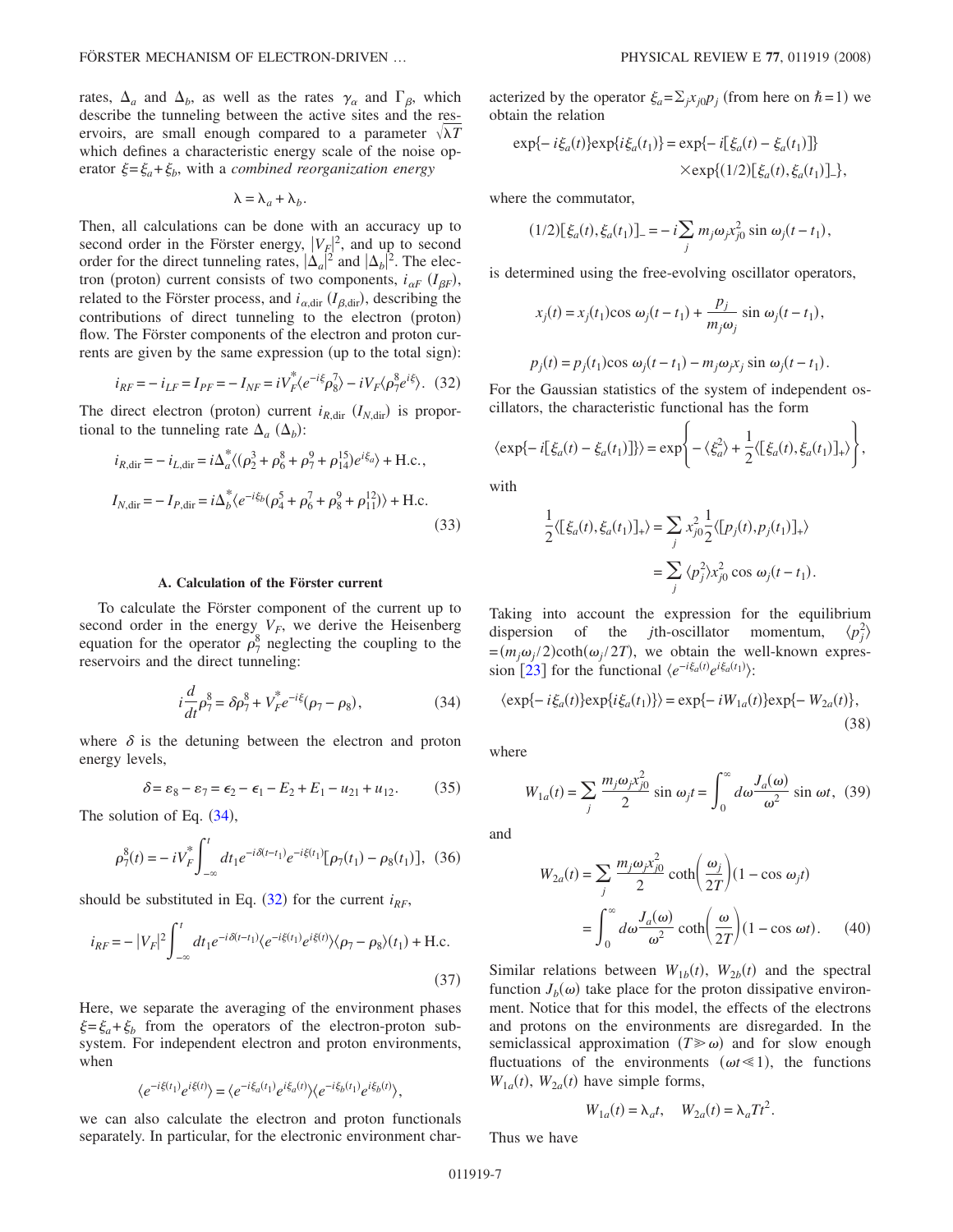rates, $\Delta_a$ and $\Delta_b$, as well as the rates $\gamma_\alpha$ and $\Gamma_\beta$, which describe the tunneling between the active sites and the reservoirs, are small enough compared to a parameter $\sqrt{\lambda T}$ which defines a characteristic energy scale of the noise operator $\xi=\xi_a+\xi_b$, with a *combined reorganization energy*

$$\lambda = \lambda_a + \lambda_b.$$

Then, all calculations can be done with an accuracy up to second order in the Förster energy, $|V_F|^2$, and up to second order for the direct tunneling rates, $|\Delta_a|^2$ and $|\Delta_b|^2$. The electron (proton) current consists of two components, $i_{\alpha F}$ ($I_{\beta F}$), related to the Förster process, and $i_{\alpha,\mathrm{dir}}$ ($I_{\beta,\mathrm{dir}}$), describing the contributions of direct tunneling to the electron (proton) flow. The Förster components of the electron and proton currents are given by the same expression (up to the total sign):

$$i_{RF} = -i_{LF} = I_{PF} = -I_{NF} = iV_F^* \langle e^{-i\xi}\rho_8^7\rangle - iV_F\langle \rho_7^8 e^{i\xi}\rangle. \quad (32)$$

The direct electron (proton) current $i_{R,\mathrm{dir}}$ ($I_{N,\mathrm{dir}}$) is proportional to the tunneling rate $\Delta_a$ ($\Delta_b$):

$$i_{R,\mathrm{dir}} = -i_{L,\mathrm{dir}} = i\Delta_a^* \langle (\rho_2^3 + \rho_6^8 + \rho_7^9 + \rho_{14}^{15}) e^{i\xi_a}\rangle + \mathrm{H.c.},$$

$$I_{N,\mathrm{dir}} = -I_{P,\mathrm{dir}} = i\Delta_b^* \langle e^{-i\xi_b}(\rho_4^5 + \rho_6^7 + \rho_8^9 + \rho_{11}^{12})\rangle + \mathrm{H.c.} \quad (33)$$

### A. Calculation of the Förster current

To calculate the Förster component of the current up to second order in the energy $V_F$, we derive the Heisenberg equation for the operator $\rho_7^8$ neglecting the coupling to the reservoirs and the direct tunneling:

$$i\frac{d}{dt}\rho_7^8 = \delta\rho_7^8 + V_F^* e^{-i\xi}(\rho_7 - \rho_8), \quad (34)$$

where $\delta$ is the detuning between the electron and proton energy levels,

$$\delta = \varepsilon_8 - \varepsilon_7 = \epsilon_2 - \epsilon_1 - E_2 + E_1 - u_{21} + u_{12}. \quad (35)$$

The solution of Eq. (34),

$$\rho_7^8(t) = -iV_F^* \int_{-\infty}^{t} dt_1 e^{-i\delta(t-t_1)} e^{-i\xi(t_1)}[\rho_7(t_1) - \rho_8(t_1)], \quad (36)$$

should be substituted in Eq. (32) for the current $i_{RF}$,

$$i_{RF} = -|V_F|^2 \int_{-\infty}^{t} dt_1 e^{-i\delta(t-t_1)} \langle e^{-i\xi(t_1)} e^{i\xi(t)}\rangle \langle \rho_7 - \rho_8\rangle(t_1) + \mathrm{H.c.} \quad (37)$$

Here, we separate the averaging of the environment phases $\xi=\xi_a+\xi_b$ from the operators of the electron-proton subsystem. For independent electron and proton environments, when

$$\langle e^{-i\xi(t_1)} e^{i\xi(t)}\rangle = \langle e^{-i\xi_a(t_1)} e^{i\xi_a(t)}\rangle \langle e^{-i\xi_b(t_1)} e^{i\xi_b(t)}\rangle,$$

we can also calculate the electron and proton functionals separately. In particular, for the electronic environment characterized by the operator $\xi_a = \sum_j x_{j0} p_j$ (from here on $\hbar=1$) we obtain the relation

$$\exp\{-i\xi_a(t)\}\exp\{i\xi_a(t_1)\} = \exp\{-i[\xi_a(t) - \xi_a(t_1)]\} \times \exp\{(1/2)[\xi_a(t), \xi_a(t_1)]_-\},$$

where the commutator,

$$(1/2)[\xi_a(t), \xi_a(t_1)]_- = -i\sum_j m_j\omega_j x_{j0}^2 \sin\omega_j(t - t_1),$$

is determined using the free-evolving oscillator operators,

$$x_j(t) = x_j(t_1)\cos\omega_j(t - t_1) + \frac{p_j}{m_j\omega_j}\sin\omega_j(t - t_1),$$

$$p_j(t) = p_j(t_1)\cos\omega_j(t - t_1) - m_j\omega_j x_j \sin\omega_j(t - t_1).$$

For the Gaussian statistics of the system of independent oscillators, the characteristic functional has the form

$$\langle \exp\{-i[\xi_a(t) - \xi_a(t_1)]\}\rangle = \exp\left\{ -\langle \xi_a^2\rangle + \frac{1}{2}\langle [\xi_a(t), \xi_a(t_1)]_+\rangle \right\},$$

with

$$\frac{1}{2}\langle [\xi_a(t), \xi_a(t_1)]_+\rangle = \sum_j x_{j0}^2 \frac{1}{2}\langle [p_j(t), p_j(t_1)]_+\rangle = \sum_j \langle p_j^2\rangle x_{j0}^2 \cos\omega_j(t - t_1).$$

Taking into account the expression for the equilibrium dispersion of the $j$th-oscillator momentum, $\langle p_j^2\rangle = (m_j\omega_j/2)\coth(\omega_j/2T)$, we obtain the well-known expression [23] for the functional $\langle e^{-i\xi_a(t)} e^{i\xi_a(t_1)}\rangle$:

$$\langle \exp\{-i\xi_a(t)\}\exp\{i\xi_a(t_1)\}\rangle = \exp\{-iW_{1a}(t)\}\exp\{-W_{2a}(t)\}, \quad (38)$$

where

$$W_{1a}(t) = \sum_j \frac{m_j\omega_j x_{j0}^2}{2}\sin\omega_j t = \int_0^\infty d\omega \frac{J_a(\omega)}{\omega^2}\sin\omega t, \quad (39)$$

and

$$W_{2a}(t) = \sum_j \frac{m_j\omega_j x_{j0}^2}{2}\coth\left(\frac{\omega_j}{2T}\right)(1 - \cos\omega_j t) = \int_0^\infty d\omega \frac{J_a(\omega)}{\omega^2}\coth\left(\frac{\omega}{2T}\right)(1 - \cos\omega t). \quad (40)$$

Similar relations between $W_{1b}(t)$, $W_{2b}(t)$ and the spectral function $J_b(\omega)$ take place for the proton dissipative environment. Notice that for this model, the effects of the electrons and protons on the environments are disregarded. In the semiclassical approximation ($T \gg \omega$) and for slow enough fluctuations of the environments ($\omega t \ll 1$), the functions $W_{1a}(t)$, $W_{2a}(t)$ have simple forms,

$$W_{1a}(t) = \lambda_a t, \quad W_{2a}(t) = \lambda_a T t^2.$$

Thus we have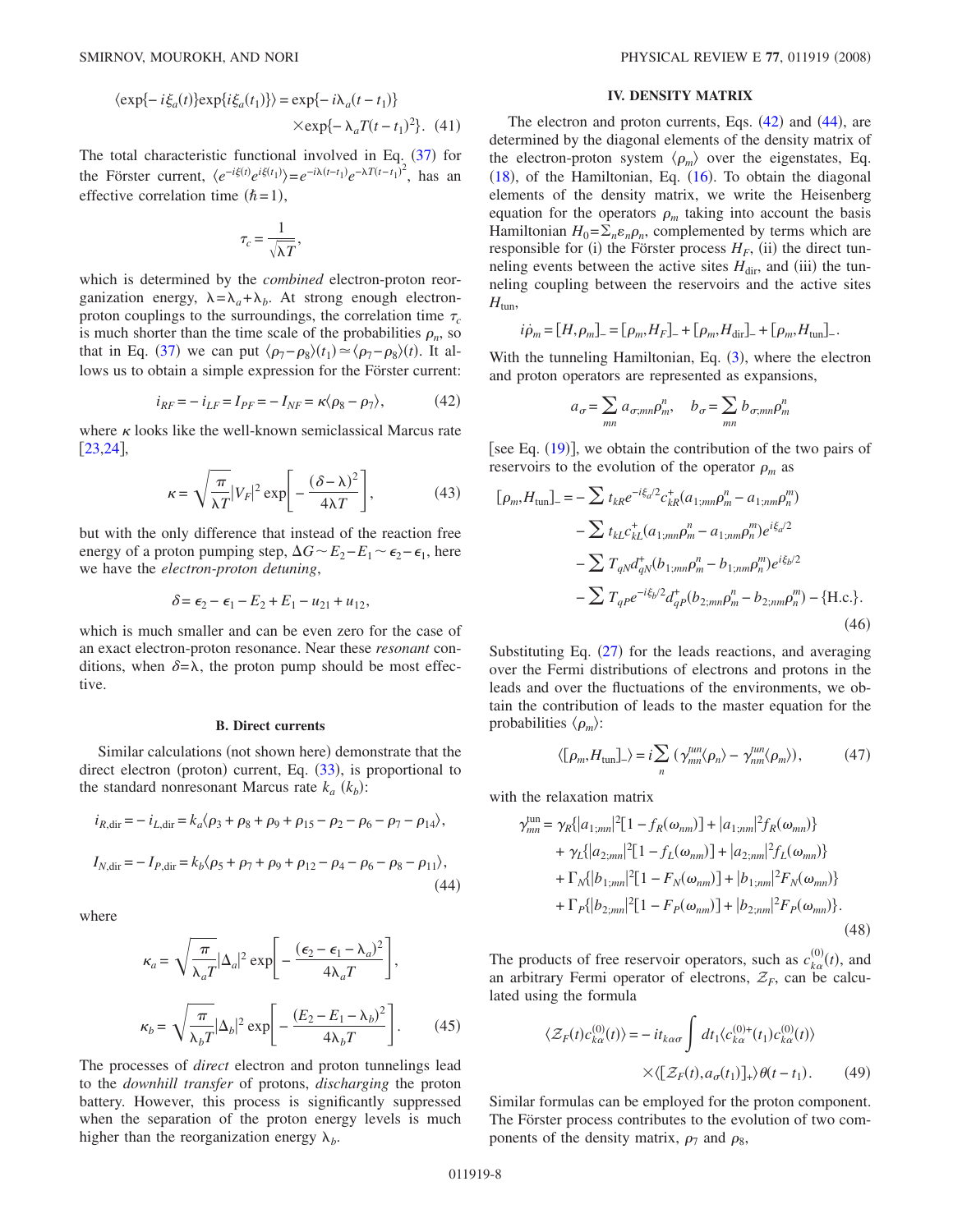$$\langle \exp\{-i\xi_a(t)\}\exp\{i\xi_a(t_1)\}\rangle = \exp\{-i\lambda_a(t-t_1)\} \times \exp\{-\lambda_a T(t-t_1)^2\}. \quad (41)$$

The total characteristic functional involved in Eq. (37) for the Förster current, $\langle e^{-i\xi(t)}e^{i\xi(t_1)}\rangle = e^{-i\lambda(t-t_1)}e^{-\lambda T(t-t_1)^2}$, has an effective correlation time ($\hbar=1$),

$$\tau_c = \frac{1}{\sqrt{\lambda T}},$$

which is determined by the *combined* electron-proton reorganization energy, $\lambda = \lambda_a + \lambda_b$. At strong enough electron-proton couplings to the surroundings, the correlation time $\tau_c$ is much shorter than the time scale of the probabilities $\rho_n$, so that in Eq. (37) we can put $\langle \rho_7 - \rho_8\rangle(t_1) \simeq \langle \rho_7 - \rho_8\rangle(t)$. It allows us to obtain a simple expression for the Förster current:

$$i_{RF} = -i_{LF} = I_{PF} = -I_{NF} = \kappa\langle \rho_8 - \rho_7\rangle, \quad (42)$$

where $\kappa$ looks like the well-known semiclassical Marcus rate [23,24],

$$\kappa = \sqrt{\frac{\pi}{\lambda T}}|V_F|^2 \exp\left[-\frac{(\delta-\lambda)^2}{4\lambda T}\right], \quad (43)$$

but with the only difference that instead of the reaction free energy of a proton pumping step, $\Delta G \sim E_2 - E_1 \sim \epsilon_2 - \epsilon_1$, here we have the *electron-proton detuning*,

$$\delta = \epsilon_2 - \epsilon_1 - E_2 + E_1 - u_{21} + u_{12},$$

which is much smaller and can be even zero for the case of an exact electron-proton resonance. Near these *resonant* conditions, when $\delta = \lambda$, the proton pump should be most effective.

### B. Direct currents

Similar calculations (not shown here) demonstrate that the direct electron (proton) current, Eq. (33), is proportional to the standard nonresonant Marcus rate $k_a$ ($k_b$):

$$i_{R,\text{dir}} = -i_{L,\text{dir}} = k_a\langle \rho_3 + \rho_8 + \rho_9 + \rho_{15} - \rho_2 - \rho_6 - \rho_7 - \rho_{14}\rangle,$$

$$I_{N,\text{dir}} = -I_{P,\text{dir}} = k_b\langle \rho_5 + \rho_7 + \rho_9 + \rho_{12} - \rho_4 - \rho_6 - \rho_8 - \rho_{11}\rangle, \quad (44)$$

where

$$\kappa_a = \sqrt{\frac{\pi}{\lambda_a T}}|\Delta_a|^2 \exp\left[-\frac{(\epsilon_2 - \epsilon_1 - \lambda_a)^2}{4\lambda_a T}\right],$$

$$\kappa_b = \sqrt{\frac{\pi}{\lambda_b T}}|\Delta_b|^2 \exp\left[-\frac{(E_2 - E_1 - \lambda_b)^2}{4\lambda_b T}\right]. \quad (45)$$

The processes of *direct* electron and proton tunnelings lead to the *downhill transfer* of protons, *discharging* the proton battery. However, this process is significantly suppressed when the separation of the proton energy levels is much higher than the reorganization energy $\lambda_b$.

## IV. DENSITY MATRIX

The electron and proton currents, Eqs. (42) and (44), are determined by the diagonal elements of the density matrix of the electron-proton system $\langle \rho_m\rangle$ over the eigenstates, Eq. (18), of the Hamiltonian, Eq. (16). To obtain the diagonal elements of the density matrix, we write the Heisenberg equation for the operators $\rho_m$ taking into account the basis Hamiltonian $H_0 = \sum_n \varepsilon_n \rho_n$, complemented by terms which are responsible for (i) the Förster process $H_F$, (ii) the direct tunneling events between the active sites $H_{\text{dir}}$, and (iii) the tunneling coupling between the reservoirs and the active sites $H_{\text{tun}}$,

$$i\dot{\rho}_m = [H,\rho_m]_- = [\rho_m, H_F]_- + [\rho_m, H_{\text{dir}}]_- + [\rho_m, H_{\text{tun}}]_-.$$

With the tunneling Hamiltonian, Eq. (3), where the electron and proton operators are represented as expansions,

$$a_\sigma = \sum_{mn} a_{\sigma;mn}\rho_m^n, \quad b_\sigma = \sum_{mn} b_{\sigma;mn}\rho_m^n$$

[see Eq. (19)], we obtain the contribution of the two pairs of reservoirs to the evolution of the operator $\rho_m$ as

$$\begin{aligned}
[\rho_m, H_{\text{tun}}]_- = &-\sum t_{kR}e^{-i\xi_a/2}c_{kR}^{+}(a_{1;mn}\rho_m^n - a_{1;nm}\rho_n^m) \\
&-\sum t_{kL}c_{kL}^{+}(a_{1;mn}\rho_m^n - a_{1;nm}\rho_n^m)e^{i\xi_a/2} \\
&-\sum T_{qN}d_{qN}^{+}(b_{1;mn}\rho_m^n - b_{1;nm}\rho_n^m)e^{i\xi_b/2} \\
&-\sum T_{qP}e^{-i\xi_b/2}d_{qP}^{+}(b_{2;mn}\rho_m^n - b_{2;nm}\rho_n^m) - \{\text{H.c.}\}.
\end{aligned} \quad (46)$$

Substituting Eq. (27) for the leads reactions, and averaging over the Fermi distributions of electrons and protons in the leads and over the fluctuations of the environments, we obtain the contribution of leads to the master equation for the probabilities $\langle \rho_m\rangle$:

$$\langle [\rho_m, H_{\text{tun}}]_-\rangle = i\sum_n (\gamma_{mn}^{tun}\langle \rho_n\rangle - \gamma_{nm}^{tun}\langle \rho_m\rangle), \quad (47)$$

with the relaxation matrix

$$\begin{aligned}
\gamma_{mn}^{\text{tun}} = &\ \gamma_R\{|a_{1;mn}|^2[1-f_R(\omega_{nm})] + |a_{1;nm}|^2 f_R(\omega_{mn})\} \\
&+ \gamma_L\{|a_{2;mn}|^2[1-f_L(\omega_{nm})] + |a_{2;nm}|^2 f_L(\omega_{mn})\} \\
&+ \Gamma_N\{|b_{1;mn}|^2[1-F_N(\omega_{nm})] + |b_{1;nm}|^2 F_N(\omega_{mn})\} \\
&+ \Gamma_P\{|b_{2;mn}|^2[1-F_P(\omega_{nm})] + |b_{2;nm}|^2 F_P(\omega_{mn})\}.
\end{aligned} \quad (48)$$

The products of free reservoir operators, such as $c_{k\alpha}^{(0)}(t)$, and an arbitrary Fermi operator of electrons, $\mathcal{Z}_F$, can be calculated using the formula

$$\langle \mathcal{Z}_F(t)c_{k\alpha}^{(0)}(t)\rangle = -it_{k\alpha\sigma}\int dt_1 \langle c_{k\alpha}^{(0)+}(t_1)c_{k\alpha}^{(0)}(t)\rangle \times \langle [\mathcal{Z}_F(t), a_\sigma(t_1)]_+\rangle\theta(t-t_1). \quad (49)$$

Similar formulas can be employed for the proton component. The Förster process contributes to the evolution of two components of the density matrix, $\rho_7$ and $\rho_8$,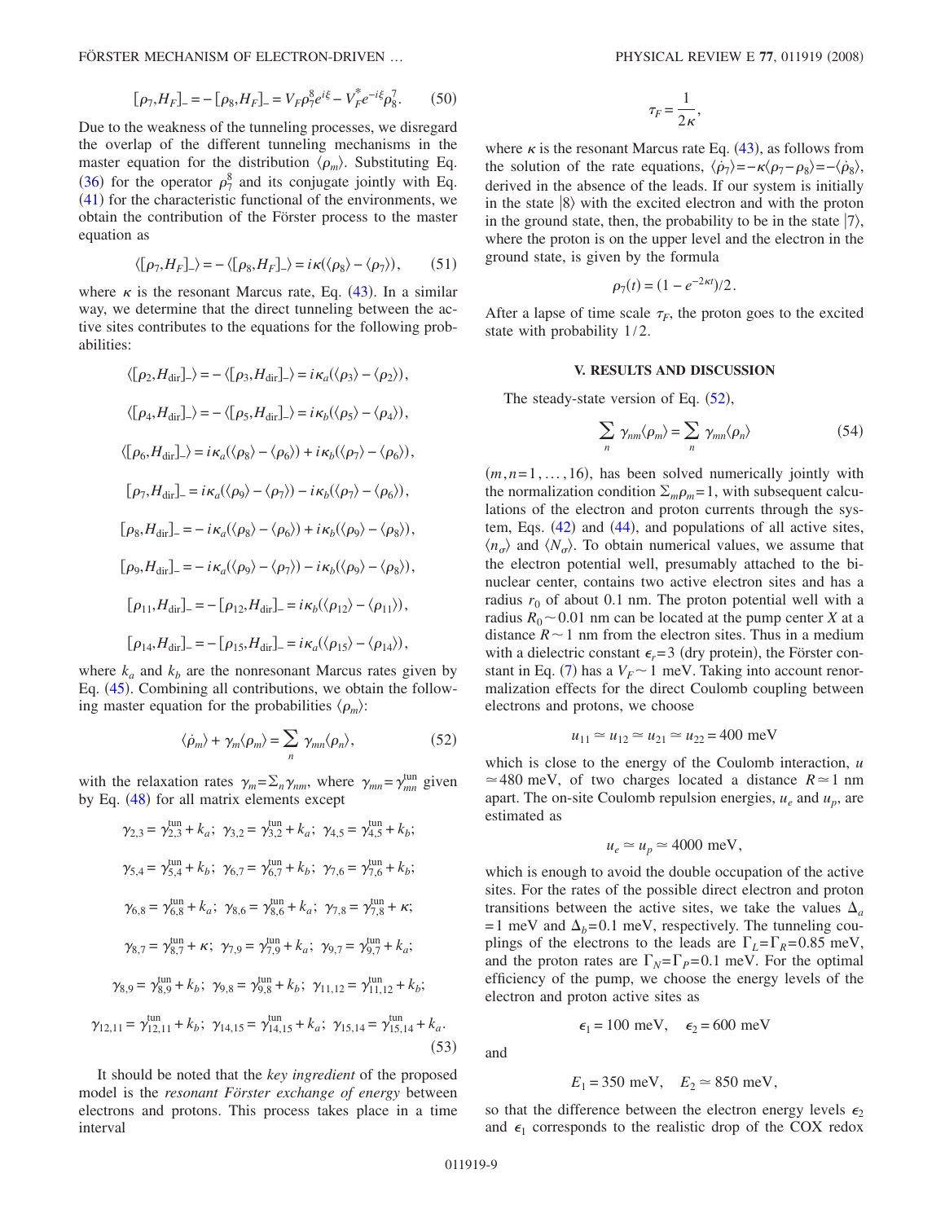$$[\rho_7, H_F]_- = -[\rho_8, H_F]_- = V_F \rho_7^8 e^{i\xi} - V_F^* e^{-i\xi} \rho_8^7. \quad (50)$$

Due to the weakness of the tunneling processes, we disregard the overlap of the different tunneling mechanisms in the master equation for the distribution $\langle \rho_m \rangle$. Substituting Eq. (36) for the operator $\rho_7^8$ and its conjugate jointly with Eq. (41) for the characteristic functional of the environments, we obtain the contribution of the Förster process to the master equation as

$$\langle [\rho_7, H_F]_- \rangle = -\langle [\rho_8, H_F]_- \rangle = i\kappa(\langle \rho_8 \rangle - \langle \rho_7 \rangle), \quad (51)$$

where $\kappa$ is the resonant Marcus rate, Eq. (43). In a similar way, we determine that the direct tunneling between the active sites contributes to the equations for the following probabilities:

$$\langle [\rho_2, H_{\text{dir}}]_- \rangle = -\langle [\rho_3, H_{\text{dir}}]_- \rangle = i\kappa_a(\langle \rho_3 \rangle - \langle \rho_2 \rangle),$$

$$\langle [\rho_4, H_{\text{dir}}]_- \rangle = -\langle [\rho_5, H_{\text{dir}}]_- \rangle = i\kappa_b(\langle \rho_5 \rangle - \langle \rho_4 \rangle),$$

$$\langle [\rho_6, H_{\text{dir}}]_- \rangle = i\kappa_a(\langle \rho_8 \rangle - \langle \rho_6 \rangle) + i\kappa_b(\langle \rho_7 \rangle - \langle \rho_6 \rangle),$$

$$[\rho_7, H_{\text{dir}}]_- = i\kappa_a(\langle \rho_9 \rangle - \langle \rho_7 \rangle) - i\kappa_b(\langle \rho_7 \rangle - \langle \rho_6 \rangle),$$

$$[\rho_8, H_{\text{dir}}]_- = -i\kappa_a(\langle \rho_8 \rangle - \langle \rho_6 \rangle) + i\kappa_b(\langle \rho_9 \rangle - \langle \rho_8 \rangle),$$

$$[\rho_9, H_{\text{dir}}]_- = -i\kappa_a(\langle \rho_9 \rangle - \langle \rho_7 \rangle) - i\kappa_b(\langle \rho_9 \rangle - \langle \rho_8 \rangle),$$

$$[\rho_{11}, H_{\text{dir}}]_- = -[\rho_{12}, H_{\text{dir}}]_- = i\kappa_b(\langle \rho_{12} \rangle - \langle \rho_{11} \rangle),$$

$$[\rho_{14}, H_{\text{dir}}]_- = -[\rho_{15}, H_{\text{dir}}]_- = i\kappa_a(\langle \rho_{15} \rangle - \langle \rho_{14} \rangle),$$

where $k_a$ and $k_b$ are the nonresonant Marcus rates given by Eq. (45). Combining all contributions, we obtain the following master equation for the probabilities $\langle \rho_m \rangle$:

$$\langle \dot{\rho}_m \rangle + \gamma_m \langle \rho_m \rangle = \sum_n \gamma_{mn} \langle \rho_n \rangle, \quad (52)$$

with the relaxation rates $\gamma_m = \Sigma_n \gamma_{nm}$, where $\gamma_{mn} = \gamma_{mn}^{\text{tun}}$ given by Eq. (48) for all matrix elements except

$$\gamma_{2,3} = \gamma_{2,3}^{\text{tun}} + k_a;\ \gamma_{3,2} = \gamma_{3,2}^{\text{tun}} + k_a;\ \gamma_{4,5} = \gamma_{4,5}^{\text{tun}} + k_b;$$

$$\gamma_{5,4} = \gamma_{5,4}^{\text{tun}} + k_b;\ \gamma_{6,7} = \gamma_{6,7}^{\text{tun}} + k_b;\ \gamma_{7,6} = \gamma_{7,6}^{\text{tun}} + k_b;$$

$$\gamma_{6,8} = \gamma_{6,8}^{\text{tun}} + k_a;\ \gamma_{8,6} = \gamma_{8,6}^{\text{tun}} + k_a;\ \gamma_{7,8} = \gamma_{7,8}^{\text{tun}} + \kappa;$$

$$\gamma_{8,7} = \gamma_{8,7}^{\text{tun}} + \kappa;\ \gamma_{7,9} = \gamma_{7,9}^{\text{tun}} + k_a;\ \gamma_{9,7} = \gamma_{9,7}^{\text{tun}} + k_a;$$

$$\gamma_{8,9} = \gamma_{8,9}^{\text{tun}} + k_b;\ \gamma_{9,8} = \gamma_{9,8}^{\text{tun}} + k_b;\ \gamma_{11,12} = \gamma_{11,12}^{\text{tun}} + k_b;$$

$$\gamma_{12,11} = \gamma_{12,11}^{\text{tun}} + k_b;\ \gamma_{14,15} = \gamma_{14,15}^{\text{tun}} + k_a;\ \gamma_{15,14} = \gamma_{15,14}^{\text{tun}} + k_a. \quad (53)$$

It should be noted that the *key ingredient* of the proposed model is the *resonant Förster exchange of energy* between electrons and protons. This process takes place in a time interval

$$\tau_F = \frac{1}{2\kappa},$$

where $\kappa$ is the resonant Marcus rate Eq. (43), as follows from the solution of the rate equations, $\langle \dot{\rho}_7 \rangle = -\kappa \langle \rho_7 - \rho_8 \rangle = -\langle \dot{\rho}_8 \rangle$, derived in the absence of the leads. If our system is initially in the state $|8\rangle$ with the excited electron and with the proton in the ground state, then, the probability to be in the state $|7\rangle$, where the proton is on the upper level and the electron in the ground state, is given by the formula

$$\rho_7(t) = (1 - e^{-2\kappa t})/2.$$

After a lapse of time scale $\tau_F$, the proton goes to the excited state with probability 1/2.

## V. RESULTS AND DISCUSSION

The steady-state version of Eq. (52),

$$\sum_n \gamma_{nm} \langle \rho_m \rangle = \sum_n \gamma_{mn} \langle \rho_n \rangle \quad (54)$$

$(m, n = 1, \ldots, 16)$, has been solved numerically jointly with the normalization condition $\Sigma_m \rho_m = 1$, with subsequent calculations of the electron and proton currents through the system, Eqs. (42) and (44), and populations of all active sites, $\langle n_\sigma \rangle$ and $\langle N_\sigma \rangle$. To obtain numerical values, we assume that the electron potential well, presumably attached to the binuclear center, contains two active electron sites and has a radius $r_0$ of about 0.1 nm. The proton potential well with a radius $R_0 \sim 0.01$ nm can be located at the pump center $X$ at a distance $R \sim 1$ nm from the electron sites. Thus in a medium with a dielectric constant $\epsilon_r = 3$ (dry protein), the Förster constant in Eq. (7) has a $V_F \sim 1$ meV. Taking into account renormalization effects for the direct Coulomb coupling between electrons and protons, we choose

$$u_{11} \simeq u_{12} \simeq u_{21} \simeq u_{22} = 400 \text{ meV}$$

which is close to the energy of the Coulomb interaction, $u \simeq 480$ meV, of two charges located a distance $R \simeq 1$ nm apart. The on-site Coulomb repulsion energies, $u_e$ and $u_p$, are estimated as

$$u_e \simeq u_p \simeq 4000 \text{ meV},$$

which is enough to avoid the double occupation of the active sites. For the rates of the possible direct electron and proton transitions between the active sites, we take the values $\Delta_a = 1$ meV and $\Delta_b = 0.1$ meV, respectively. The tunneling couplings of the electrons to the leads are $\Gamma_L = \Gamma_R = 0.85$ meV, and the proton rates are $\Gamma_N = \Gamma_P = 0.1$ meV. For the optimal efficiency of the pump, we choose the energy levels of the electron and proton active sites as

$$\epsilon_1 = 100 \text{ meV}, \quad \epsilon_2 = 600 \text{ meV}$$

and

$$E_1 = 350 \text{ meV}, \quad E_2 \simeq 850 \text{ meV},$$

so that the difference between the electron energy levels $\epsilon_2$ and $\epsilon_1$ corresponds to the realistic drop of the COX redox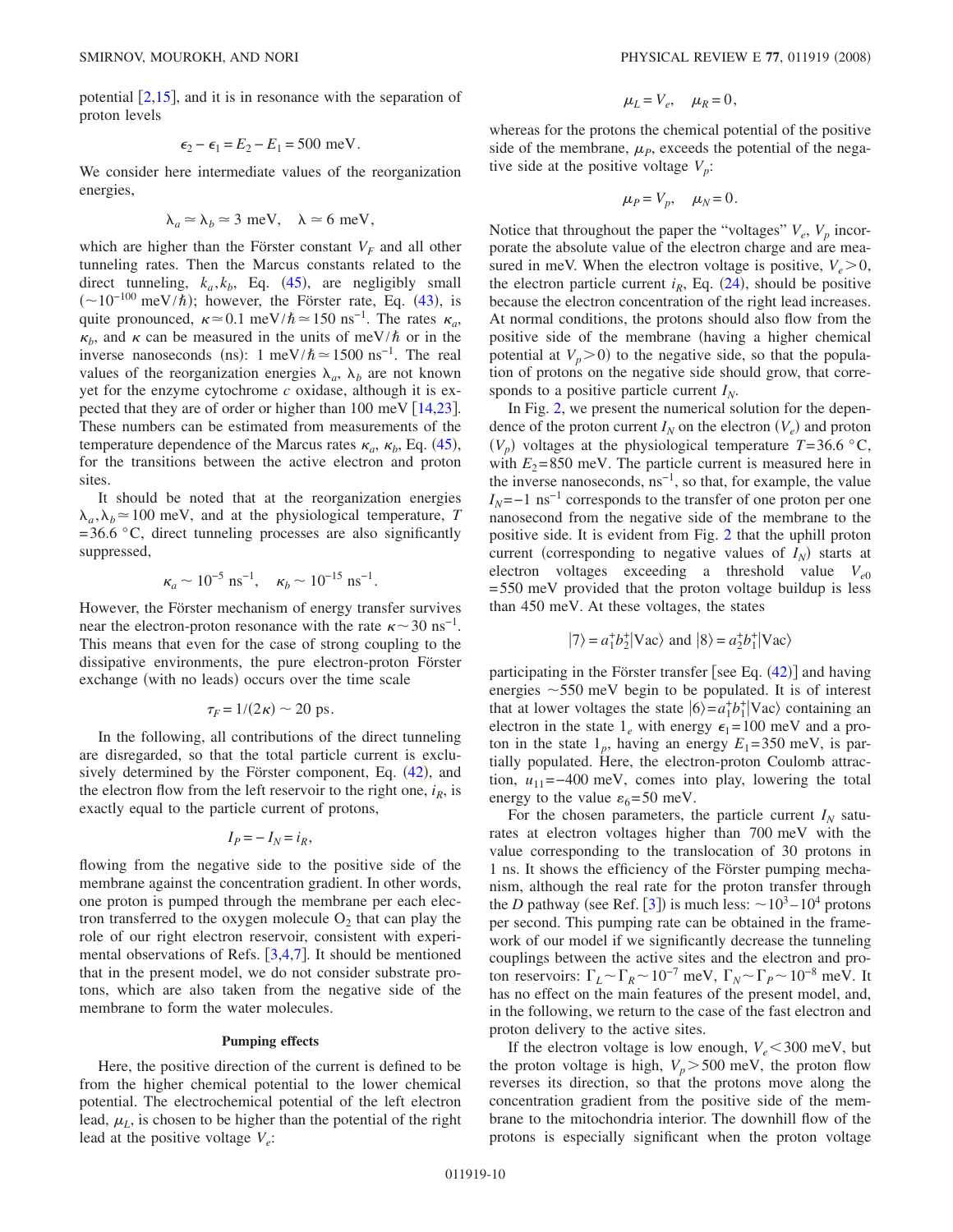potential [2,15], and it is in resonance with the separation of proton levels

$$\epsilon_2 - \epsilon_1 = E_2 - E_1 = 500 \text{ meV}.$$

We consider here intermediate values of the reorganization energies,

$$\lambda_a \simeq \lambda_b \simeq 3 \text{ meV}, \quad \lambda \simeq 6 \text{ meV},$$

which are higher than the Förster constant $V_F$ and all other tunneling rates. Then the Marcus constants related to the direct tunneling, $k_a, k_b$, Eq. (45), are negligibly small ($\sim 10^{-100}$ meV/$\hbar$); however, the Förster rate, Eq. (43), is quite pronounced, $\kappa \simeq 0.1$ meV/$\hbar \simeq 150$ ns$^{-1}$. The rates $\kappa_a$, $\kappa_b$, and $\kappa$ can be measured in the units of meV/$\hbar$ or in the inverse nanoseconds (ns): 1 meV/$\hbar \simeq 1500$ ns$^{-1}$. The real values of the reorganization energies $\lambda_a$, $\lambda_b$ are not known yet for the enzyme cytochrome $c$ oxidase, although it is expected that they are of order or higher than 100 meV [14,23]. These numbers can be estimated from measurements of the temperature dependence of the Marcus rates $\kappa_a$, $\kappa_b$, Eq. (45), for the transitions between the active electron and proton sites.

It should be noted that at the reorganization energies $\lambda_a, \lambda_b \simeq 100$ meV, and at the physiological temperature, $T = 36.6$ °C, direct tunneling processes are also significantly suppressed,

$$\kappa_a \sim 10^{-5} \text{ ns}^{-1}, \quad \kappa_b \sim 10^{-15} \text{ ns}^{-1}.$$

However, the Förster mechanism of energy transfer survives near the electron-proton resonance with the rate $\kappa \sim 30$ ns$^{-1}$. This means that even for the case of strong coupling to the dissipative environments, the pure electron-proton Förster exchange (with no leads) occurs over the time scale

$$\tau_F = 1/(2\kappa) \sim 20 \text{ ps}.$$

In the following, all contributions of the direct tunneling are disregarded, so that the total particle current is exclusively determined by the Förster component, Eq. (42), and the electron flow from the left reservoir to the right one, $i_R$, is exactly equal to the particle current of protons,

$$I_P = -I_N = i_R,$$

flowing from the negative side to the positive side of the membrane against the concentration gradient. In other words, one proton is pumped through the membrane per each electron transferred to the oxygen molecule $O_2$ that can play the role of our right electron reservoir, consistent with experimental observations of Refs. [3,4,7]. It should be mentioned that in the present model, we do not consider substrate protons, which are also taken from the negative side of the membrane to form the water molecules.

### Pumping effects

Here, the positive direction of the current is defined to be from the higher chemical potential to the lower chemical potential. The electrochemical potential of the left electron lead, $\mu_L$, is chosen to be higher than the potential of the right lead at the positive voltage $V_e$:

$$\mu_L = V_e, \quad \mu_R = 0,$$

whereas for the protons the chemical potential of the positive side of the membrane, $\mu_P$, exceeds the potential of the negative side at the positive voltage $V_p$:

$$\mu_P = V_p, \quad \mu_N = 0.$$

Notice that throughout the paper the "voltages" $V_e$, $V_p$ incorporate the absolute value of the electron charge and are measured in meV. When the electron voltage is positive, $V_e > 0$, the electron particle current $i_R$, Eq. (24), should be positive because the electron concentration of the right lead increases. At normal conditions, the protons should also flow from the positive side of the membrane (having a higher chemical potential at $V_p > 0$) to the negative side, so that the population of protons on the negative side should grow, that corresponds to a positive particle current $I_N$.

In Fig. 2, we present the numerical solution for the dependence of the proton current $I_N$ on the electron ($V_e$) and proton ($V_p$) voltages at the physiological temperature $T = 36.6$ °C, with $E_2 = 850$ meV. The particle current is measured here in the inverse nanoseconds, ns$^{-1}$, so that, for example, the value $I_N = -1$ ns$^{-1}$ corresponds to the transfer of one proton per one nanosecond from the negative side of the membrane to the positive side. It is evident from Fig. 2 that the uphill proton current (corresponding to negative values of $I_N$) starts at electron voltages exceeding a threshold value $V_{e0} = 550$ meV provided that the proton voltage buildup is less than 450 meV. At these voltages, the states

$$|7\rangle = a_1^+ b_2^+ |\text{Vac}\rangle \text{ and } |8\rangle = a_2^+ b_1^+ |\text{Vac}\rangle$$

participating in the Förster transfer [see Eq. (42)] and having energies $\sim 550$ meV begin to be populated. It is of interest that at lower voltages the state $|6\rangle = a_1^+ b_1^+ |\text{Vac}\rangle$ containing an electron in the state $1_e$ with energy $\epsilon_1 = 100$ meV and a proton in the state $1_p$, having an energy $E_1 = 350$ meV, is partially populated. Here, the electron-proton Coulomb attraction, $u_{11} = -400$ meV, comes into play, lowering the total energy to the value $\varepsilon_6 = 50$ meV.

For the chosen parameters, the particle current $I_N$ saturates at electron voltages higher than 700 meV with the value corresponding to the translocation of 30 protons in 1 ns. It shows the efficiency of the Förster pumping mechanism, although the real rate for the proton transfer through the $D$ pathway (see Ref. [3]) is much less: $\sim 10^3 - 10^4$ protons per second. This pumping rate can be obtained in the framework of our model if we significantly decrease the tunneling couplings between the active sites and the electron and proton reservoirs: $\Gamma_L \sim \Gamma_R \sim 10^{-7}$ meV, $\Gamma_N \sim \Gamma_P \sim 10^{-8}$ meV. It has no effect on the main features of the present model, and, in the following, we return to the case of the fast electron and proton delivery to the active sites.

If the electron voltage is low enough, $V_e < 300$ meV, but the proton voltage is high, $V_p > 500$ meV, the proton flow reverses its direction, so that the protons move along the concentration gradient from the positive side of the membrane to the mitochondria interior. The downhill flow of the protons is especially significant when the proton voltage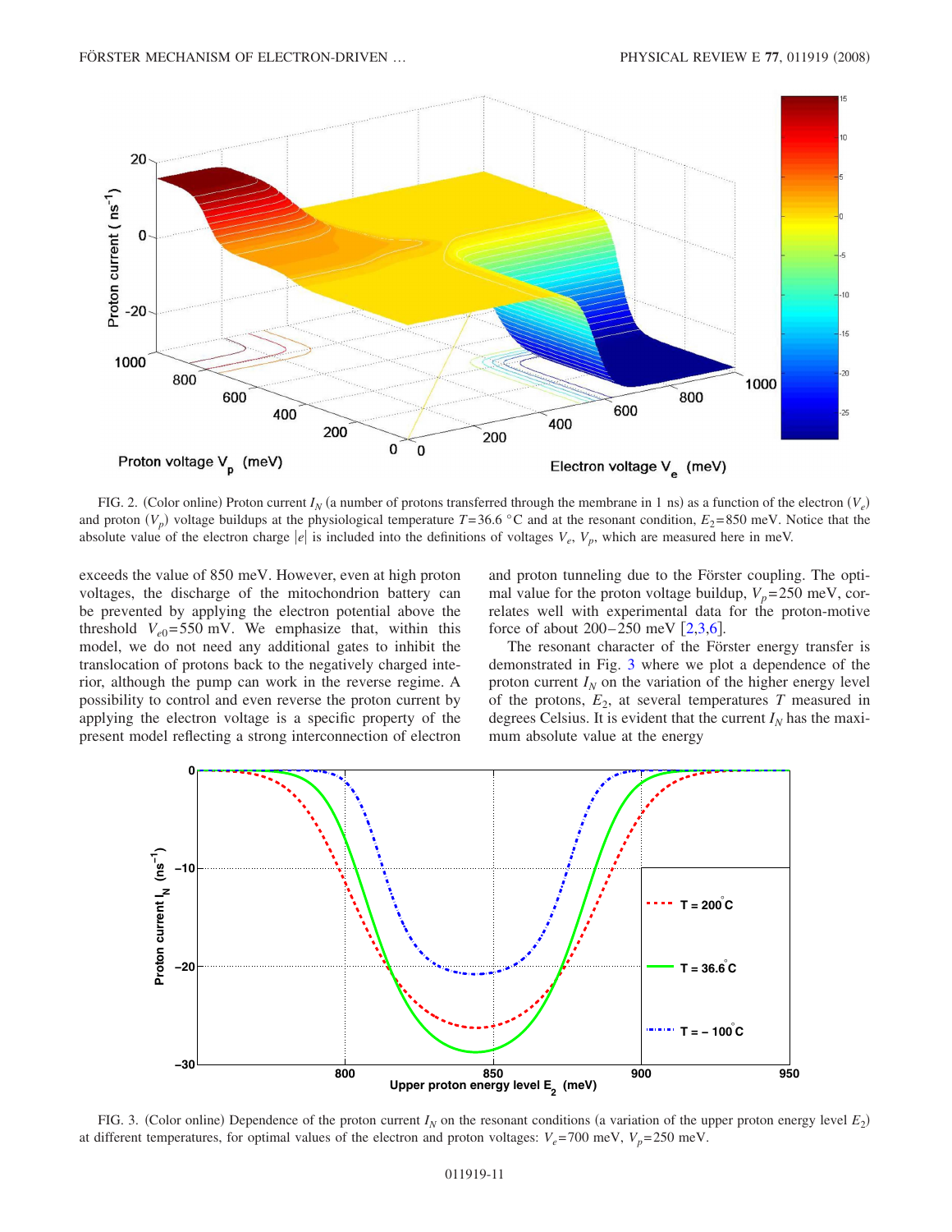FIG. 2. (Color online) Proton current $I_N$ (a number of protons transferred through the membrane in 1 ns) as a function of the electron ($V_e$) and proton ($V_p$) voltage buildups at the physiological temperature $T = 36.6\ ^\circ\mathrm{C}$ and at the resonant condition, $E_2 = 850$ meV. Notice that the absolute value of the electron charge $|e|$ is included into the definitions of voltages $V_e$, $V_p$, which are measured here in meV.

exceeds the value of 850 meV. However, even at high proton voltages, the discharge of the mitochondrion battery can be prevented by applying the electron potential above the threshold $V_{e0} = 550$ mV. We emphasize that, within this model, we do not need any additional gates to inhibit the translocation of protons back to the negatively charged interior, although the pump can work in the reverse regime. A possibility to control and even reverse the proton current by applying the electron voltage is a specific property of the present model reflecting a strong interconnection of electron and proton tunneling due to the Förster coupling. The optimal value for the proton voltage buildup, $V_p = 250$ meV, correlates well with experimental data for the proton-motive force of about 200–250 meV [2,3,6].

The resonant character of the Förster energy transfer is demonstrated in Fig. 3 where we plot a dependence of the proton current $I_N$ on the variation of the higher energy level of the protons, $E_2$, at several temperatures $T$ measured in degrees Celsius. It is evident that the current $I_N$ has the maximum absolute value at the energy

FIG. 3. (Color online) Dependence of the proton current $I_N$ on the resonant conditions (a variation of the upper proton energy level $E_2$) at different temperatures, for optimal values of the electron and proton voltages: $V_e = 700$ meV, $V_p = 250$ meV.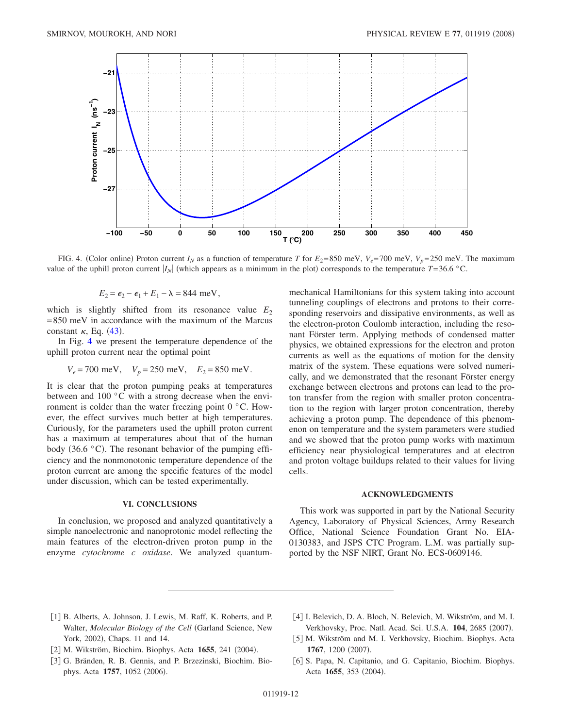Proton current $I_N$ (ns$^{-1}$)

−21

−23

−25

−27

−100 −50 0 50 100 150 200 250 300 350 400 450

T (°C)

FIG. 4. (Color online) Proton current $I_N$ as a function of temperature $T$ for $E_2=850$ meV, $V_e=700$ meV, $V_p=250$ meV. The maximum value of the uphill proton current $|I_N|$ (which appears as a minimum in the plot) corresponds to the temperature $T=36.6$ °C.

$$E_2 = \epsilon_2 - \epsilon_1 + E_1 - \lambda = 844 \text{ meV},$$

which is slightly shifted from its resonance value $E_2 = 850$ meV in accordance with the maximum of the Marcus constant $\kappa$, Eq. (43).

In Fig. 4 we present the temperature dependence of the uphill proton current near the optimal point

$$V_e = 700 \text{ meV}, \quad V_p = 250 \text{ meV}, \quad E_2 = 850 \text{ meV}.$$

It is clear that the proton pumping peaks at temperatures between and 100 °C with a strong decrease when the environment is colder than the water freezing point 0 °C. However, the effect survives much better at high temperatures. Curiously, for the parameters used the uphill proton current has a maximum at temperatures about that of the human body (36.6 °C). The resonant behavior of the pumping efficiency and the nonmonotonic temperature dependence of the proton current are among the specific features of the model under discussion, which can be tested experimentally.

## VI. CONCLUSIONS

In conclusion, we proposed and analyzed quantitatively a simple nanoelectronic and nanoprotonic model reflecting the main features of the electron-driven proton pump in the enzyme *cytochrome c oxidase*. We analyzed quantum-mechanical Hamiltonians for this system taking into account tunneling couplings of electrons and protons to their corresponding reservoirs and dissipative environments, as well as the electron-proton Coulomb interaction, including the resonant Förster term. Applying methods of condensed matter physics, we obtained expressions for the electron and proton currents as well as the equations of motion for the density matrix of the system. These equations were solved numerically, and we demonstrated that the resonant Förster energy exchange between electrons and protons can lead to the proton transfer from the region with smaller proton concentration to the region with larger proton concentration, thereby achieving a proton pump. The dependence of this phenomenon on temperature and the system parameters were studied and we showed that the proton pump works with maximum efficiency near physiological temperatures and at electron and proton voltage buildups related to their values for living cells.

## ACKNOWLEDGMENTS

This work was supported in part by the National Security Agency, Laboratory of Physical Sciences, Army Research Office, National Science Foundation Grant No. EIA-0130383, and JSPS CTC Program. L.M. was partially supported by the NSF NIRT, Grant No. ECS-0609146.

---

[1] B. Alberts, A. Johnson, J. Lewis, M. Raff, K. Roberts, and P. Walter, *Molecular Biology of the Cell* (Garland Science, New York, 2002), Chaps. 11 and 14.

[2] M. Wikström, Biochim. Biophys. Acta **1655**, 241 (2004).

[3] G. Bränden, R. B. Gennis, and P. Brzezinski, Biochim. Biophys. Acta **1757**, 1052 (2006).

[4] I. Belevich, D. A. Bloch, N. Belevich, M. Wikström, and M. I. Verkhovsky, Proc. Natl. Acad. Sci. U.S.A. **104**, 2685 (2007).

[5] M. Wikström and M. I. Verkhovsky, Biochim. Biophys. Acta **1767**, 1200 (2007).

[6] S. Papa, N. Capitanio, and G. Capitanio, Biochim. Biophys. Acta **1655**, 353 (2004).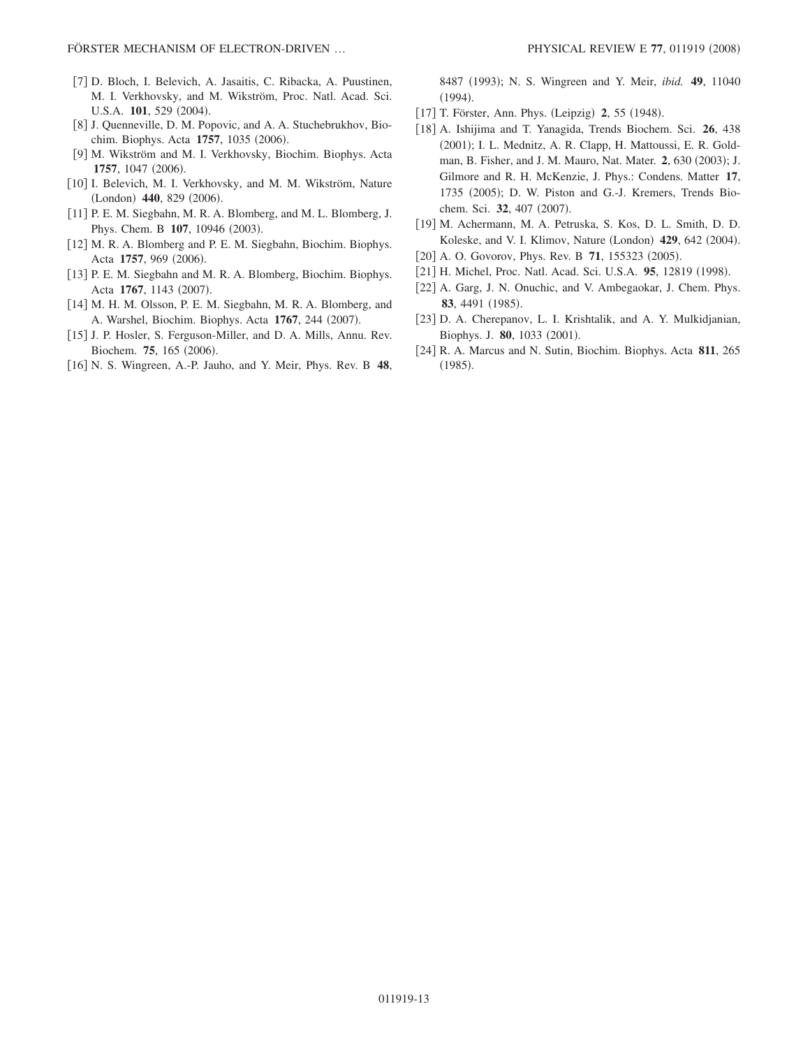[7] D. Bloch, I. Belevich, A. Jasaitis, C. Ribacka, A. Puustinen, M. I. Verkhovsky, and M. Wikström, Proc. Natl. Acad. Sci. U.S.A. **101**, 529 (2004).

[8] J. Quenneville, D. M. Popovic, and A. A. Stuchebrukhov, Biochim. Biophys. Acta **1757**, 1035 (2006).

[9] M. Wikström and M. I. Verkhovsky, Biochim. Biophys. Acta **1757**, 1047 (2006).

[10] I. Belevich, M. I. Verkhovsky, and M. M. Wikström, Nature (London) **440**, 829 (2006).

[11] P. E. M. Siegbahn, M. R. A. Blomberg, and M. L. Blomberg, J. Phys. Chem. B **107**, 10946 (2003).

[12] M. R. A. Blomberg and P. E. M. Siegbahn, Biochim. Biophys. Acta **1757**, 969 (2006).

[13] P. E. M. Siegbahn and M. R. A. Blomberg, Biochim. Biophys. Acta **1767**, 1143 (2007).

[14] M. H. M. Olsson, P. E. M. Siegbahn, M. R. A. Blomberg, and A. Warshel, Biochim. Biophys. Acta **1767**, 244 (2007).

[15] J. P. Hosler, S. Ferguson-Miller, and D. A. Mills, Annu. Rev. Biochem. **75**, 165 (2006).

[16] N. S. Wingreen, A.-P. Jauho, and Y. Meir, Phys. Rev. B **48**, 8487 (1993); N. S. Wingreen and Y. Meir, *ibid.* **49**, 11040 (1994).

[17] T. Förster, Ann. Phys. (Leipzig) **2**, 55 (1948).

[18] A. Ishijima and T. Yanagida, Trends Biochem. Sci. **26**, 438 (2001); I. L. Mednitz, A. R. Clapp, H. Mattoussi, E. R. Goldman, B. Fisher, and J. M. Mauro, Nat. Mater. **2**, 630 (2003); J. Gilmore and R. H. McKenzie, J. Phys.: Condens. Matter **17**, 1735 (2005); D. W. Piston and G.-J. Kremers, Trends Biochem. Sci. **32**, 407 (2007).

[19] M. Achermann, M. A. Petruska, S. Kos, D. L. Smith, D. D. Koleske, and V. I. Klimov, Nature (London) **429**, 642 (2004).

[20] A. O. Govorov, Phys. Rev. B **71**, 155323 (2005).

[21] H. Michel, Proc. Natl. Acad. Sci. U.S.A. **95**, 12819 (1998).

[22] A. Garg, J. N. Onuchic, and V. Ambegaokar, J. Chem. Phys. **83**, 4491 (1985).

[23] D. A. Cherepanov, L. I. Krishtalik, and A. Y. Mulkidjanian, Biophys. J. **80**, 1033 (2001).

[24] R. A. Marcus and N. Sutin, Biochim. Biophys. Acta **811**, 265 (1985).